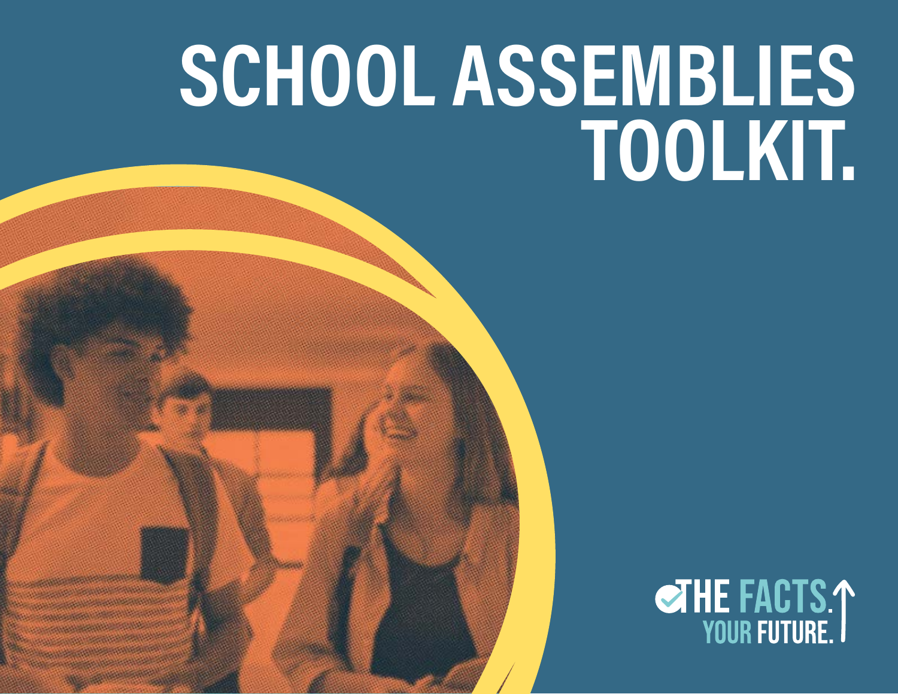# SCHOOL ASSEMBLIES TOOLKIT.

THE FACTS. YOUR FUTURE.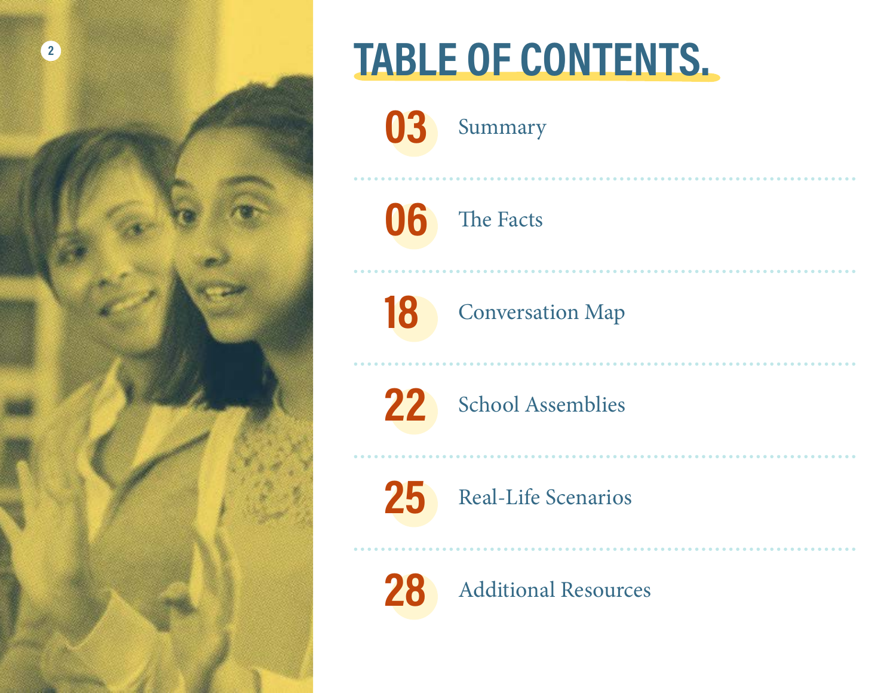# TABLE OF CONTENTS.

03 Summary

06 The Facts

18 Conversation Map

22 School Assemblies

25 Real-Life Scenarios

28 Additional Resources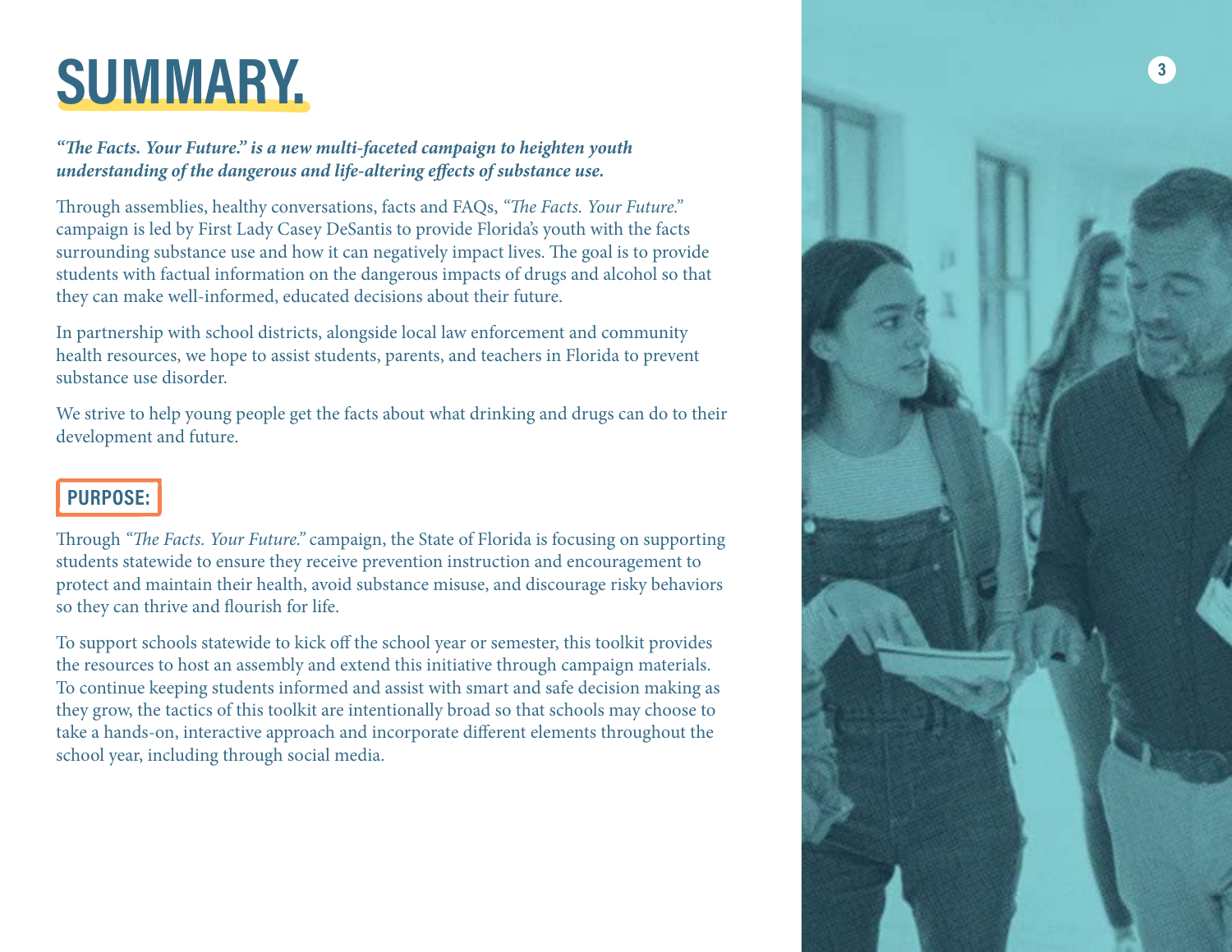# SUMMARY.

***"The Facts. Your Future." is a new multi-faceted campaign to heighten youth understanding of the dangerous and life-altering effects of substance use.***

Through assemblies, healthy conversations, facts and FAQs, *"The Facts. Your Future."* campaign is led by First Lady Casey DeSantis to provide Florida's youth with the facts surrounding substance use and how it can negatively impact lives. The goal is to provide students with factual information on the dangerous impacts of drugs and alcohol so that they can make well-informed, educated decisions about their future.

In partnership with school districts, alongside local law enforcement and community health resources, we hope to assist students, parents, and teachers in Florida to prevent substance use disorder.

We strive to help young people get the facts about what drinking and drugs can do to their development and future.

## PURPOSE:

Through *"The Facts. Your Future."* campaign, the State of Florida is focusing on supporting students statewide to ensure they receive prevention instruction and encouragement to protect and maintain their health, avoid substance misuse, and discourage risky behaviors so they can thrive and flourish for life.

To support schools statewide to kick off the school year or semester, this toolkit provides the resources to host an assembly and extend this initiative through campaign materials. To continue keeping students informed and assist with smart and safe decision making as they grow, the tactics of this toolkit are intentionally broad so that schools may choose to take a hands-on, interactive approach and incorporate different elements throughout the school year, including through social media.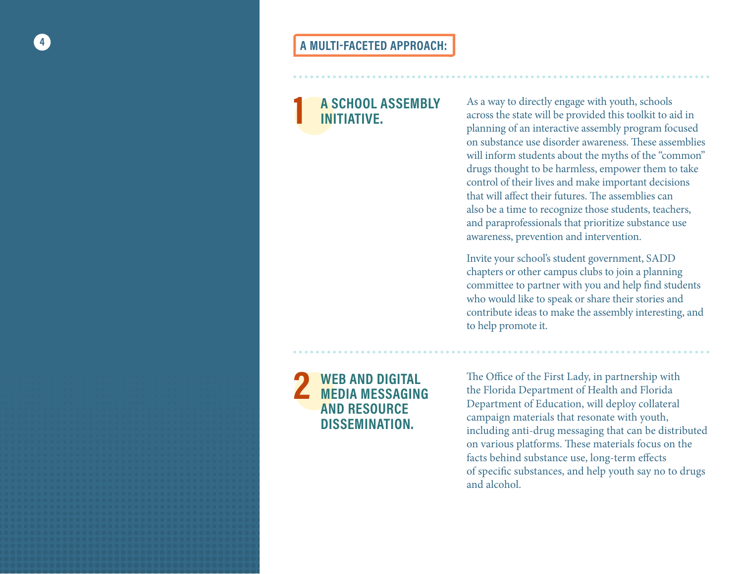## A MULTI-FACETED APPROACH:

### 1 A SCHOOL ASSEMBLY INITIATIVE.

As a way to directly engage with youth, schools across the state will be provided this toolkit to aid in planning of an interactive assembly program focused on substance use disorder awareness. These assemblies will inform students about the myths of the "common" drugs thought to be harmless, empower them to take control of their lives and make important decisions that will affect their futures. The assemblies can also be a time to recognize those students, teachers, and paraprofessionals that prioritize substance use awareness, prevention and intervention.

Invite your school's student government, SADD chapters or other campus clubs to join a planning committee to partner with you and help find students who would like to speak or share their stories and contribute ideas to make the assembly interesting, and to help promote it.

### 2 WEB AND DIGITAL MEDIA MESSAGING AND RESOURCE DISSEMINATION.

The Office of the First Lady, in partnership with the Florida Department of Health and Florida Department of Education, will deploy collateral campaign materials that resonate with youth, including anti-drug messaging that can be distributed on various platforms. These materials focus on the facts behind substance use, long-term effects of specific substances, and help youth say no to drugs and alcohol.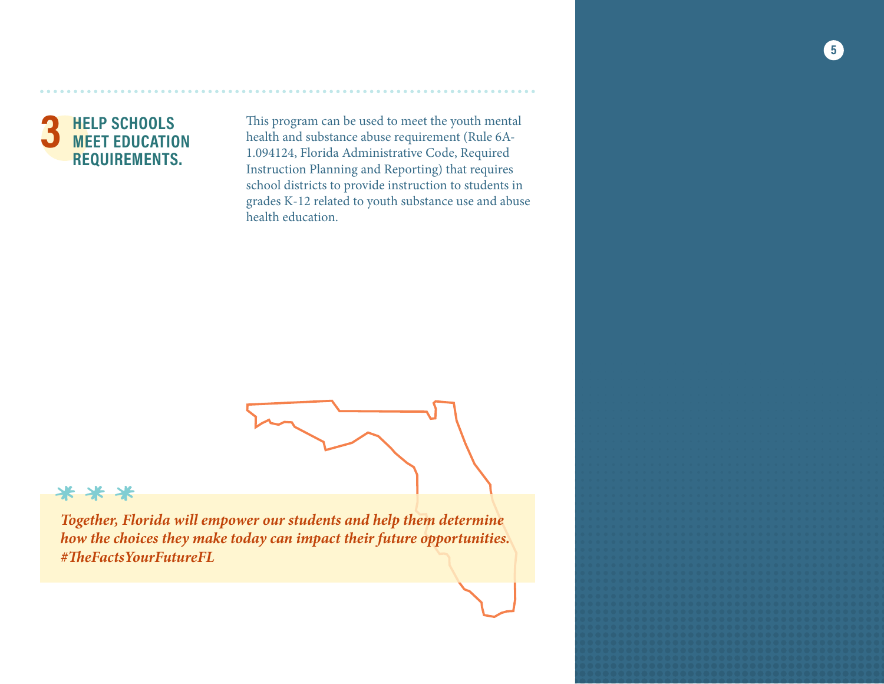## 3 HELP SCHOOLS MEET EDUCATION REQUIREMENTS.

This program can be used to meet the youth mental health and substance abuse requirement (Rule 6A-1.094124, Florida Administrative Code, Required Instruction Planning and Reporting) that requires school districts to provide instruction to students in grades K-12 related to youth substance use and abuse health education.

*Together, Florida will empower our students and help them determine how the choices they make today can impact their future opportunities. #TheFactsYourFutureFL*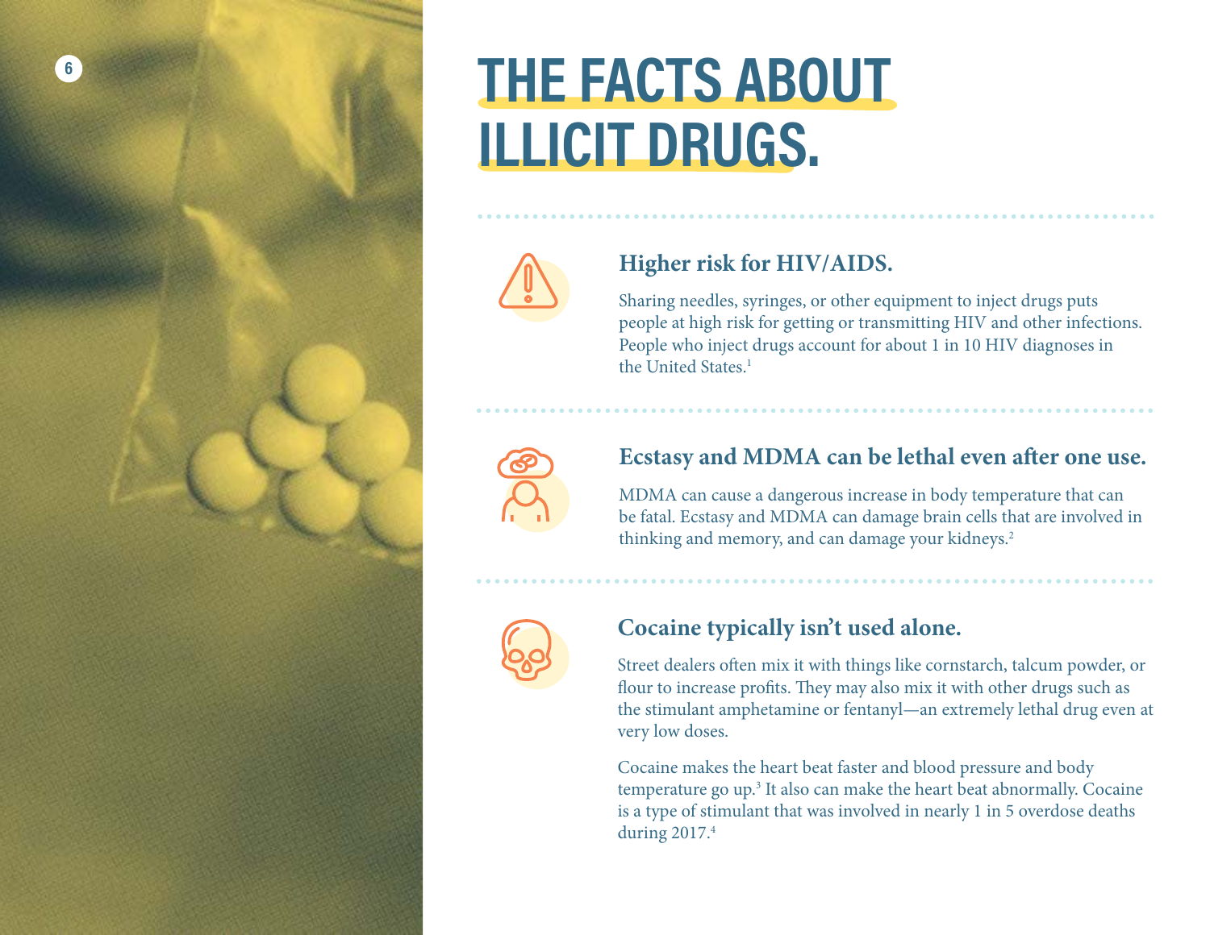# THE FACTS ABOUT ILLICIT DRUGS.

### Higher risk for HIV/AIDS.

Sharing needles, syringes, or other equipment to inject drugs puts people at high risk for getting or transmitting HIV and other infections. People who inject drugs account for about 1 in 10 HIV diagnoses in the United States.[1]

### Ecstasy and MDMA can be lethal even after one use.

MDMA can cause a dangerous increase in body temperature that can be fatal. Ecstasy and MDMA can damage brain cells that are involved in thinking and memory, and can damage your kidneys.[2]

### Cocaine typically isn't used alone.

Street dealers often mix it with things like cornstarch, talcum powder, or flour to increase profits. They may also mix it with other drugs such as the stimulant amphetamine or fentanyl—an extremely lethal drug even at very low doses.

Cocaine makes the heart beat faster and blood pressure and body temperature go up.[3] It also can make the heart beat abnormally. Cocaine is a type of stimulant that was involved in nearly 1 in 5 overdose deaths during 2017.[4]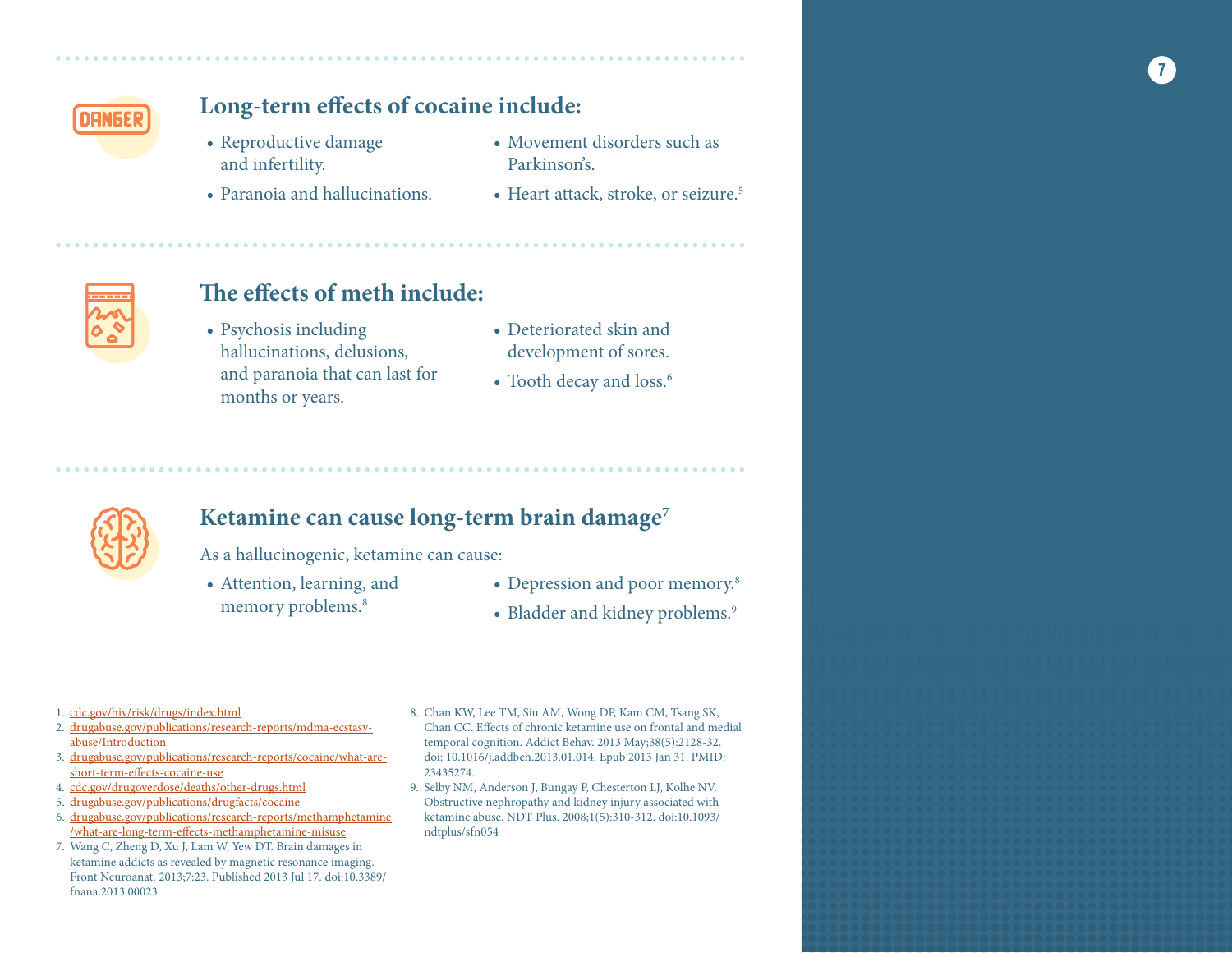## Long-term effects of cocaine include:

- Reproductive damage and infertility.
- Paranoia and hallucinations.
- Movement disorders such as Parkinson's.
- Heart attack, stroke, or seizure.[5]

## The effects of meth include:

- Psychosis including hallucinations, delusions, and paranoia that can last for months or years.
- Deteriorated skin and development of sores.
- Tooth decay and loss.[6]

## Ketamine can cause long-term brain damage[7]

As a hallucinogenic, ketamine can cause:

- Attention, learning, and memory problems.[8]
- Depression and poor memory.[8]
- Bladder and kidney problems.[9]

1. cdc.gov/hiv/risk/drugs/index.html
2. drugabuse.gov/publications/research-reports/mdma-ecstasy-abuse/Introduction
3. drugabuse.gov/publications/research-reports/cocaine/what-are-short-term-effects-cocaine-use
4. cdc.gov/drugoverdose/deaths/other-drugs.html
5. drugabuse.gov/publications/drugfacts/cocaine
6. drugabuse.gov/publications/research-reports/methamphetamine/what-are-long-term-effects-methamphetamine-misuse
7. Wang C, Zheng D, Xu J, Lam W, Yew DT. Brain damages in ketamine addicts as revealed by magnetic resonance imaging. Front Neuroanat. 2013;7:23. Published 2013 Jul 17. doi:10.3389/fnana.2013.00023
8. Chan KW, Lee TM, Siu AM, Wong DP, Kam CM, Tsang SK, Chan CC. Effects of chronic ketamine use on frontal and medial temporal cognition. Addict Behav. 2013 May;38(5):2128-32. doi: 10.1016/j.addbeh.2013.01.014. Epub 2013 Jan 31. PMID: 23435274.
9. Selby NM, Anderson J, Bungay P, Chesterton LJ, Kolhe NV. Obstructive nephropathy and kidney injury associated with ketamine abuse. NDT Plus. 2008;1(5):310-312. doi:10.1093/ndtplus/sfn054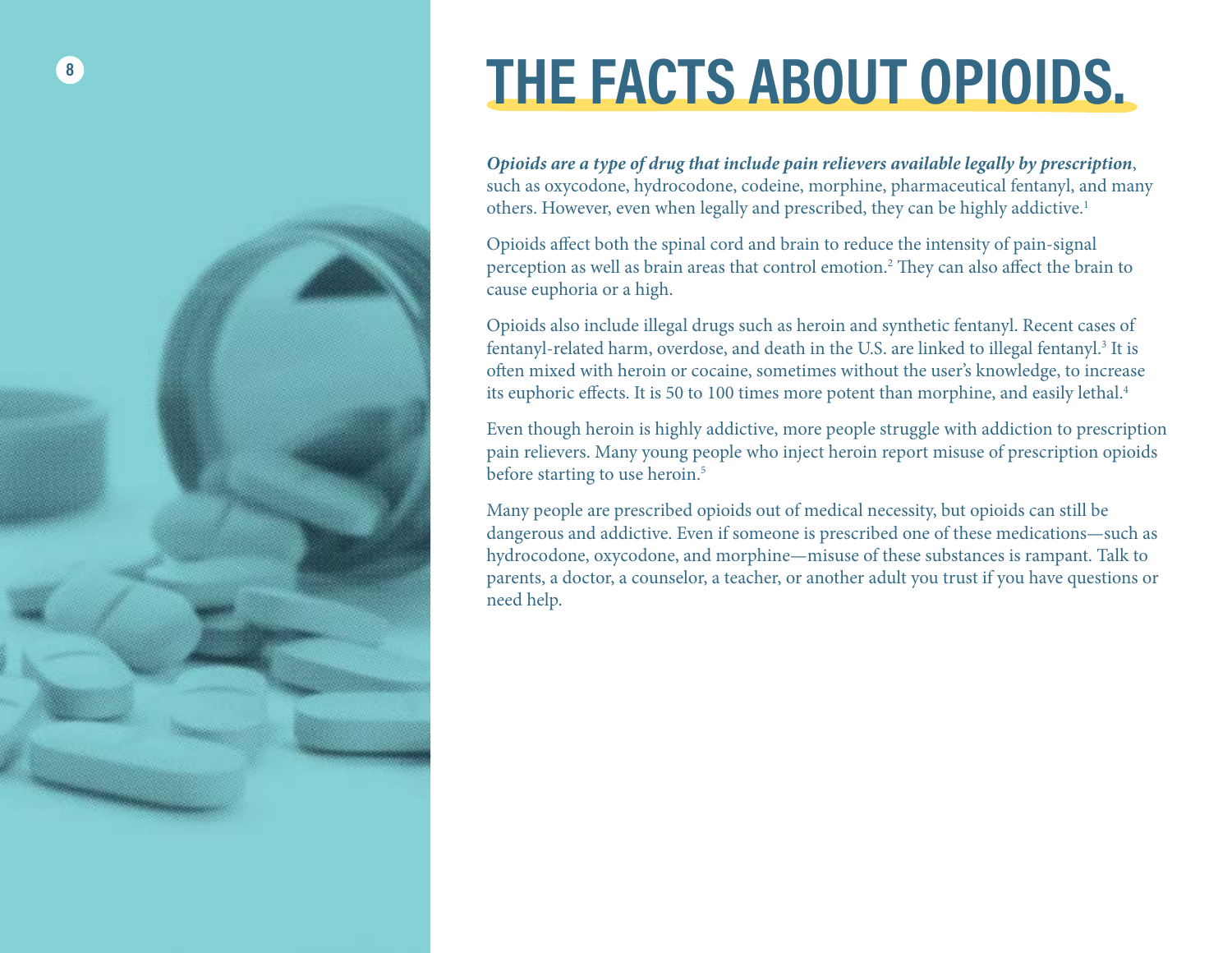# THE FACTS ABOUT OPIOIDS.

***Opioids are a type of drug that include pain relievers available legally by prescription***, such as oxycodone, hydrocodone, codeine, morphine, pharmaceutical fentanyl, and many others. However, even when legally and prescribed, they can be highly addictive.[1]

Opioids affect both the spinal cord and brain to reduce the intensity of pain-signal perception as well as brain areas that control emotion.[2] They can also affect the brain to cause euphoria or a high.

Opioids also include illegal drugs such as heroin and synthetic fentanyl. Recent cases of fentanyl-related harm, overdose, and death in the U.S. are linked to illegal fentanyl.[3] It is often mixed with heroin or cocaine, sometimes without the user's knowledge, to increase its euphoric effects. It is 50 to 100 times more potent than morphine, and easily lethal.[4]

Even though heroin is highly addictive, more people struggle with addiction to prescription pain relievers. Many young people who inject heroin report misuse of prescription opioids before starting to use heroin.[5]

Many people are prescribed opioids out of medical necessity, but opioids can still be dangerous and addictive. Even if someone is prescribed one of these medications—such as hydrocodone, oxycodone, and morphine—misuse of these substances is rampant. Talk to parents, a doctor, a counselor, a teacher, or another adult you trust if you have questions or need help.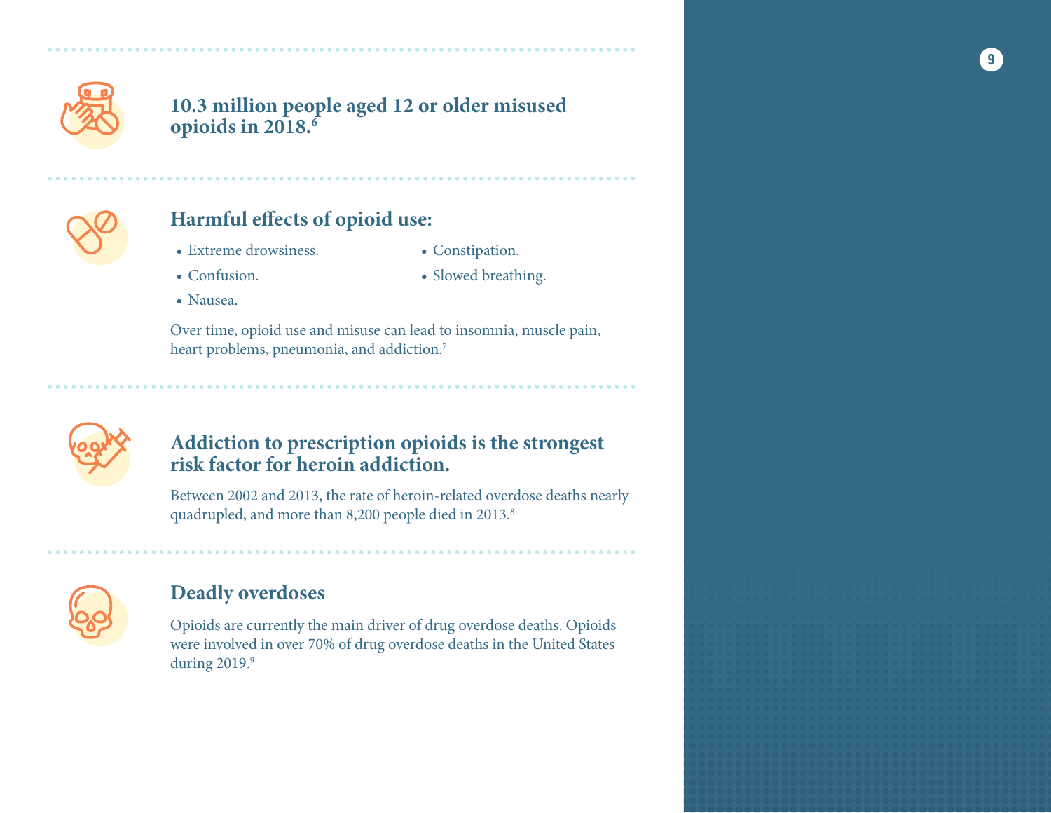## 10.3 million people aged 12 or older misused opioids in 2018.[6]

## Harmful effects of opioid use:

- Extreme drowsiness.
- Confusion.
- Nausea.
- Constipation.
- Slowed breathing.

Over time, opioid use and misuse can lead to insomnia, muscle pain, heart problems, pneumonia, and addiction.[7]

## Addiction to prescription opioids is the strongest risk factor for heroin addiction.

Between 2002 and 2013, the rate of heroin-related overdose deaths nearly quadrupled, and more than 8,200 people died in 2013.[8]

## Deadly overdoses

Opioids are currently the main driver of drug overdose deaths. Opioids were involved in over 70% of drug overdose deaths in the United States during 2019.[9]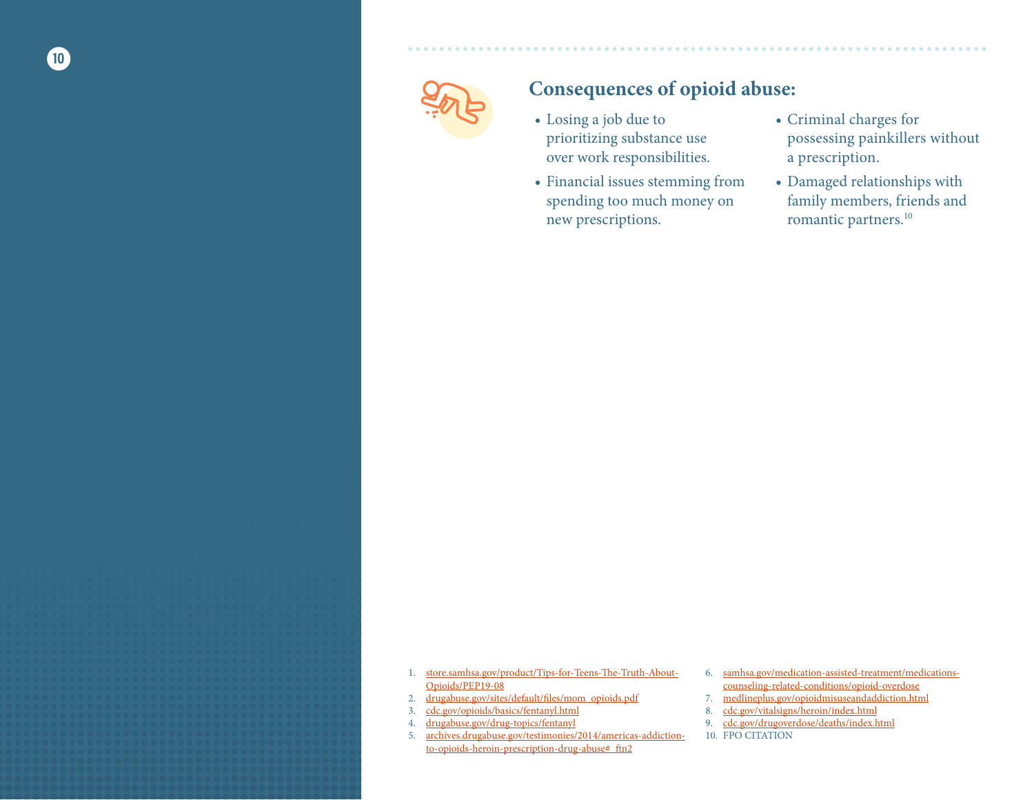## Consequences of opioid abuse:

- Losing a job due to prioritizing substance use over work responsibilities.
- Financial issues stemming from spending too much money on new prescriptions.
- Criminal charges for possessing painkillers without a prescription.
- Damaged relationships with family members, friends and romantic partners.[10]

1. store.samhsa.gov/product/Tips-for-Teens-The-Truth-About-Opioids/PEP19-08
2. drugabuse.gov/sites/default/files/mom_opioids.pdf
3. cdc.gov/opioids/basics/fentanyl.html
4. drugabuse.gov/drug-topics/fentanyl
5. archives.drugabuse.gov/testimonies/2014/americas-addiction-to-opioids-heroin-prescription-drug-abuse#_ftn2
6. samhsa.gov/medication-assisted-treatment/medications-counseling-related-conditions/opioid-overdose
7. medlineplus.gov/opioidmisuseandaddiction.html
8. cdc.gov/vitalsigns/heroin/index.html
9. cdc.gov/drugoverdose/deaths/index.html
10. FPO CITATION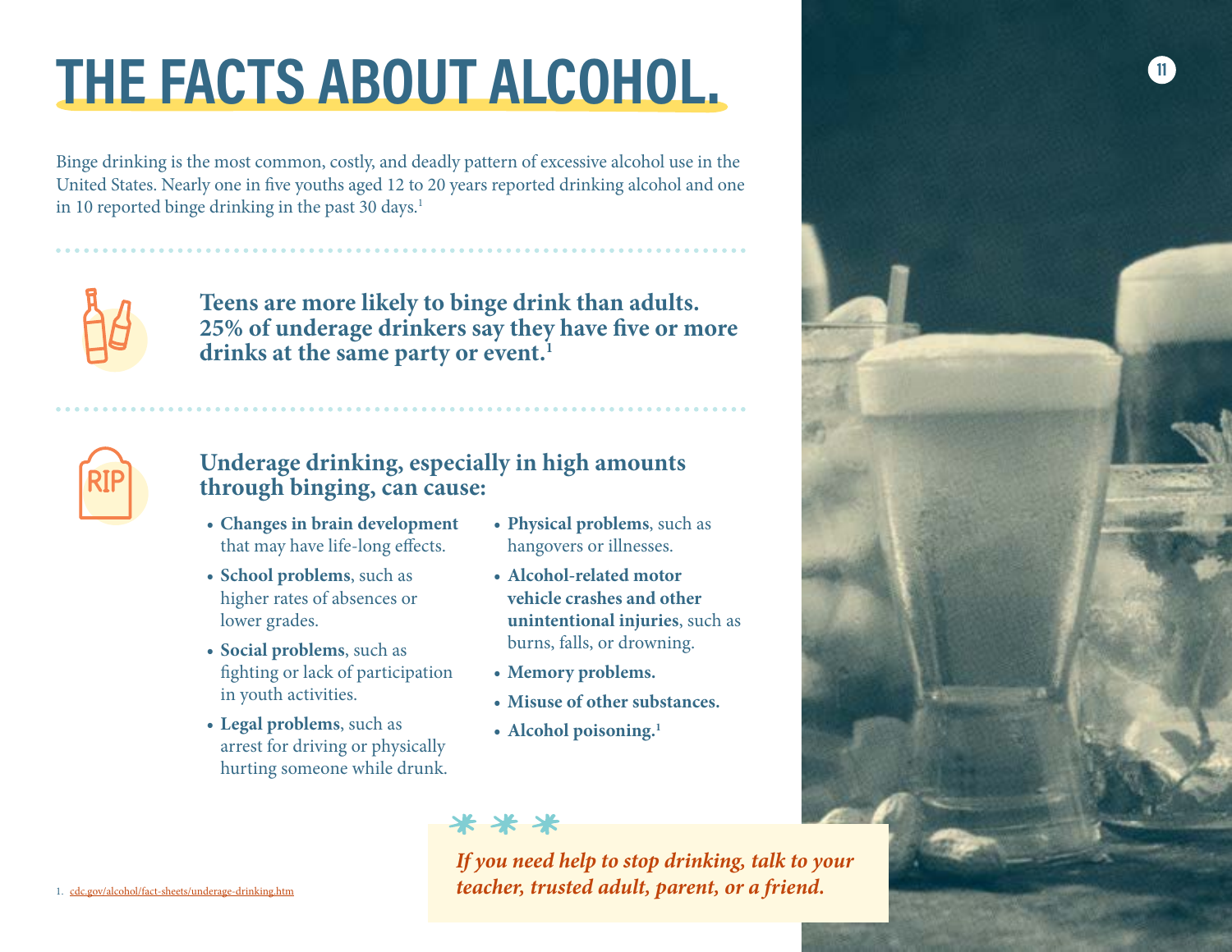# THE FACTS ABOUT ALCOHOL.

Binge drinking is the most common, costly, and deadly pattern of excessive alcohol use in the United States. Nearly one in five youths aged 12 to 20 years reported drinking alcohol and one in 10 reported binge drinking in the past 30 days.[1]

**Teens are more likely to binge drink than adults. 25% of underage drinkers say they have five or more drinks at the same party or event.[1]**

## Underage drinking, especially in high amounts through binging, can cause:

- **Changes in brain development** that may have life-long effects.
- **School problems**, such as higher rates of absences or lower grades.
- **Social problems**, such as fighting or lack of participation in youth activities.
- **Legal problems**, such as arrest for driving or physically hurting someone while drunk.
- **Physical problems**, such as hangovers or illnesses.
- **Alcohol-related motor vehicle crashes and other unintentional injuries**, such as burns, falls, or drowning.
- **Memory problems.**
- **Misuse of other substances.**
- **Alcohol poisoning.[1]**

***If you need help to stop drinking, talk to your teacher, trusted adult, parent, or a friend.***

1. cdc.gov/alcohol/fact-sheets/underage-drinking.htm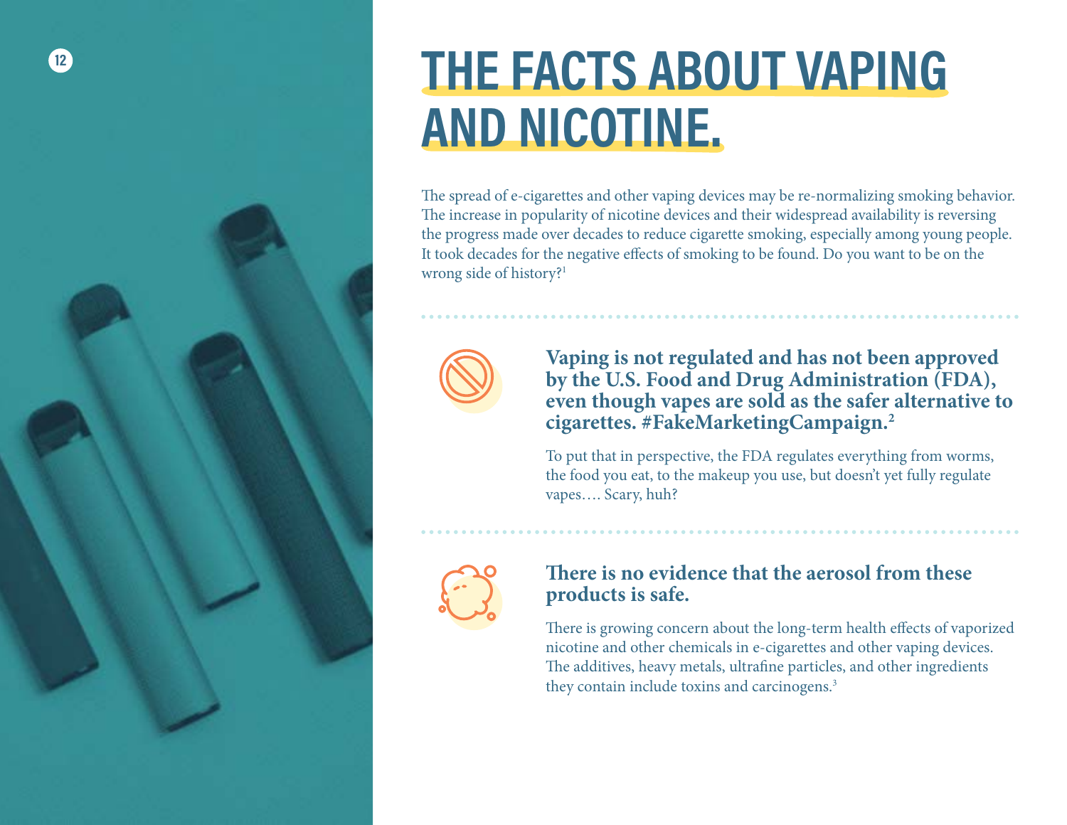# THE FACTS ABOUT VAPING AND NICOTINE.

The spread of e-cigarettes and other vaping devices may be re-normalizing smoking behavior. The increase in popularity of nicotine devices and their widespread availability is reversing the progress made over decades to reduce cigarette smoking, especially among young people. It took decades for the negative effects of smoking to be found. Do you want to be on the wrong side of history?[1]

**Vaping is not regulated and has not been approved by the U.S. Food and Drug Administration (FDA), even though vapes are sold as the safer alternative to cigarettes. #FakeMarketingCampaign.[2]**

To put that in perspective, the FDA regulates everything from worms, the food you eat, to the makeup you use, but doesn't yet fully regulate vapes…. Scary, huh?

**There is no evidence that the aerosol from these products is safe.**

There is growing concern about the long-term health effects of vaporized nicotine and other chemicals in e-cigarettes and other vaping devices. The additives, heavy metals, ultrafine particles, and other ingredients they contain include toxins and carcinogens.[3]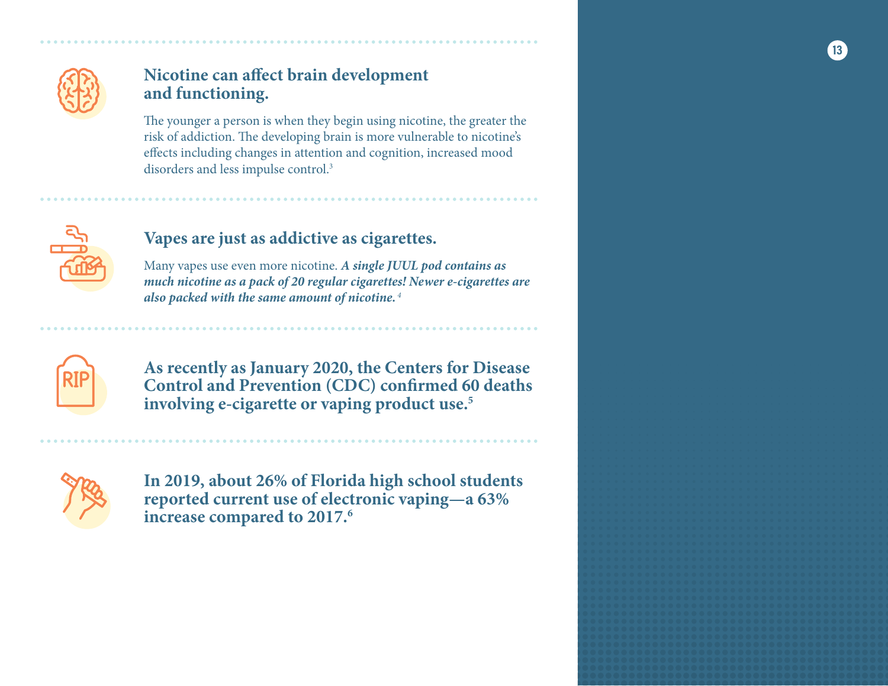### Nicotine can affect brain development and functioning.

The younger a person is when they begin using nicotine, the greater the risk of addiction. The developing brain is more vulnerable to nicotine's effects including changes in attention and cognition, increased mood disorders and less impulse control.[3]

### Vapes are just as addictive as cigarettes.

Many vapes use even more nicotine. ***A single JUUL pod contains as much nicotine as a pack of 20 regular cigarettes! Newer e-cigarettes are also packed with the same amount of nicotine.*** [4]

**As recently as January 2020, the Centers for Disease Control and Prevention (CDC) confirmed 60 deaths involving e-cigarette or vaping product use.**[5]

**In 2019, about 26% of Florida high school students reported current use of electronic vaping—a 63% increase compared to 2017.**[6]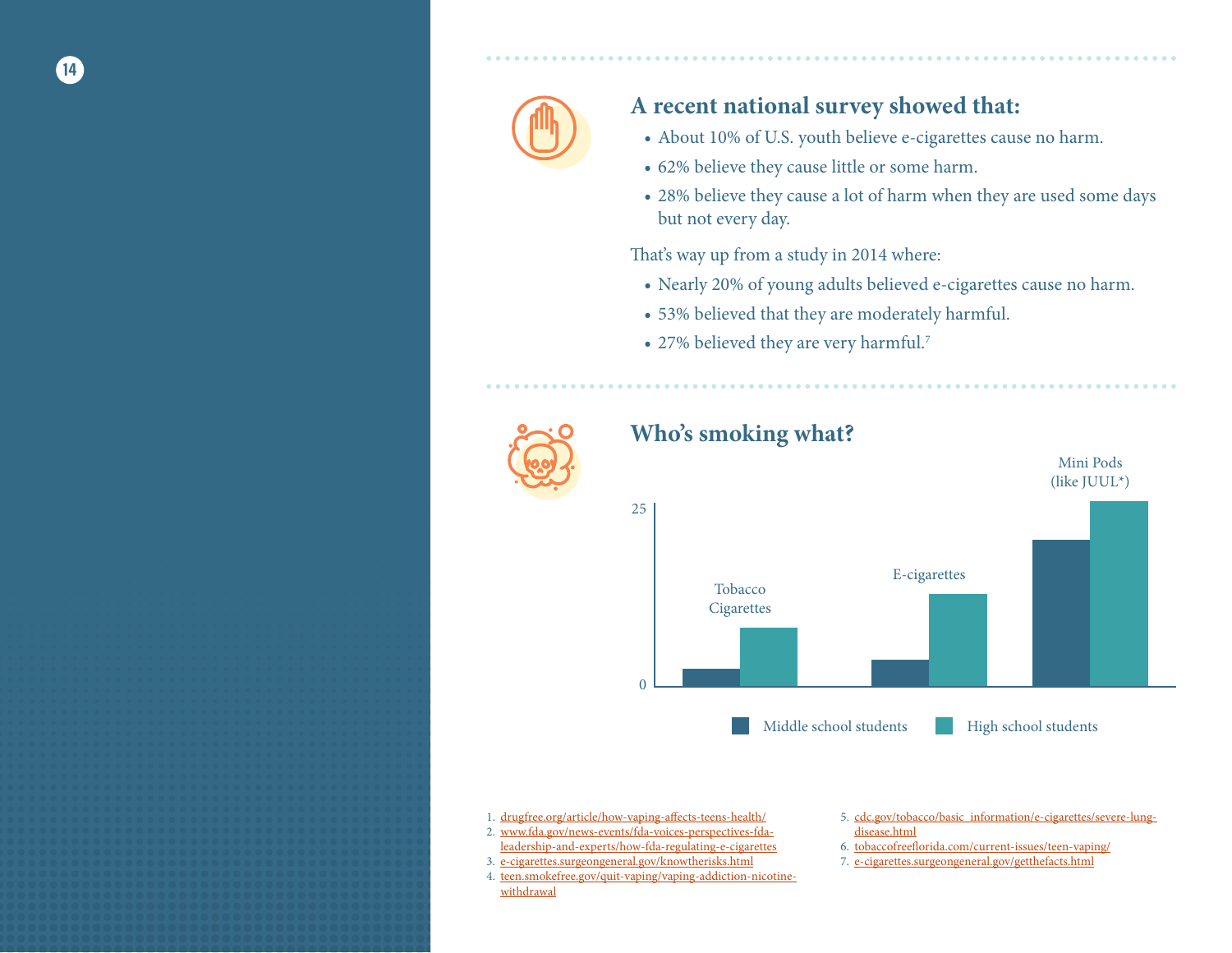## A recent national survey showed that:

- About 10% of U.S. youth believe e-cigarettes cause no harm.
- 62% believe they cause little or some harm.
- 28% believe they cause a lot of harm when they are used some days but not every day.

That's way up from a study in 2014 where:

- Nearly 20% of young adults believed e-cigarettes cause no harm.
- 53% believed that they are moderately harmful.
- 27% believed they are very harmful.[7]

## Who's smoking what?

25

0

Tobacco Cigarettes

E-cigarettes

Mini Pods (like JUUL*)

Middle school students

High school students

1. drugfree.org/article/how-vaping-affects-teens-health/
2. www.fda.gov/news-events/fda-voices-perspectives-fda-leadership-and-experts/how-fda-regulating-e-cigarettes
3. e-cigarettes.surgeongeneral.gov/knowtherisks.html
4. teen.smokefree.gov/quit-vaping/vaping-addiction-nicotine-withdrawal
5. cdc.gov/tobacco/basic_information/e-cigarettes/severe-lung-disease.html
6. tobaccofreeflorida.com/current-issues/teen-vaping/
7. e-cigarettes.surgeongeneral.gov/getthefacts.html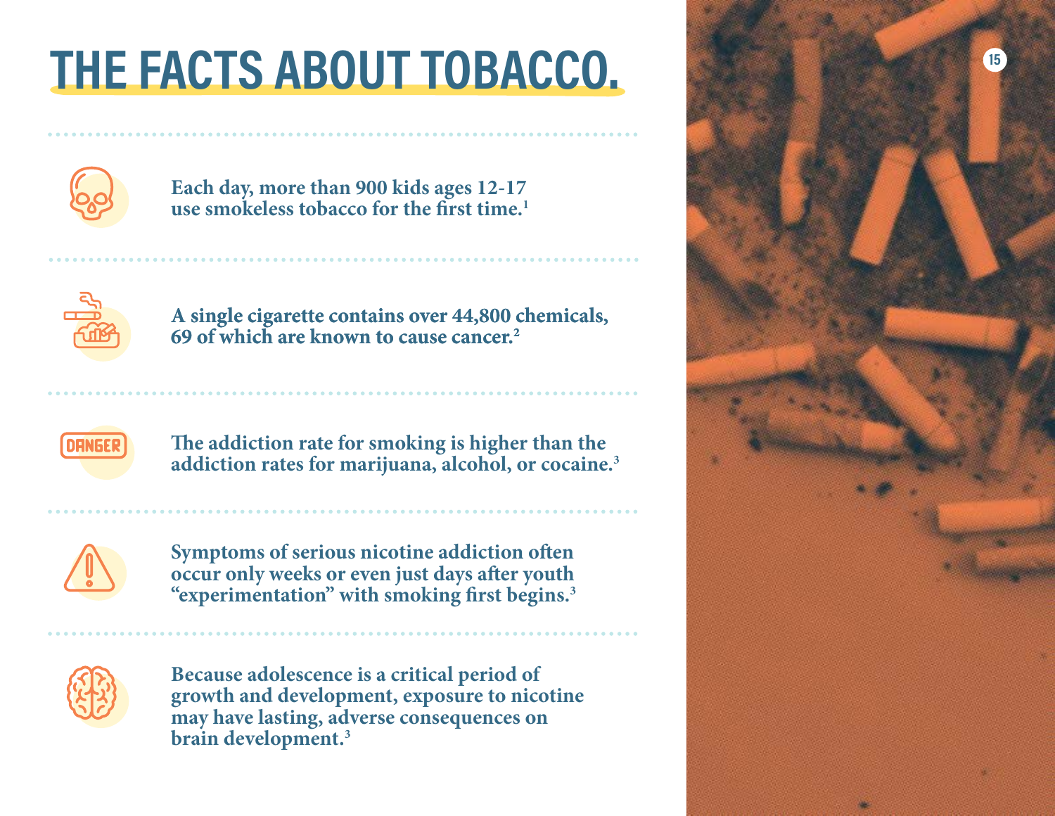# THE FACTS ABOUT TOBACCO.

**Each day, more than 900 kids ages 12-17 use smokeless tobacco for the first time.[1]**

**A single cigarette contains over 44,800 chemicals, 69 of which are known to cause cancer.[2]**

DANGER

**The addiction rate for smoking is higher than the addiction rates for marijuana, alcohol, or cocaine.[3]**

**Symptoms of serious nicotine addiction often occur only weeks or even just days after youth "experimentation" with smoking first begins.[3]**

**Because adolescence is a critical period of growth and development, exposure to nicotine may have lasting, adverse consequences on brain development.[3]**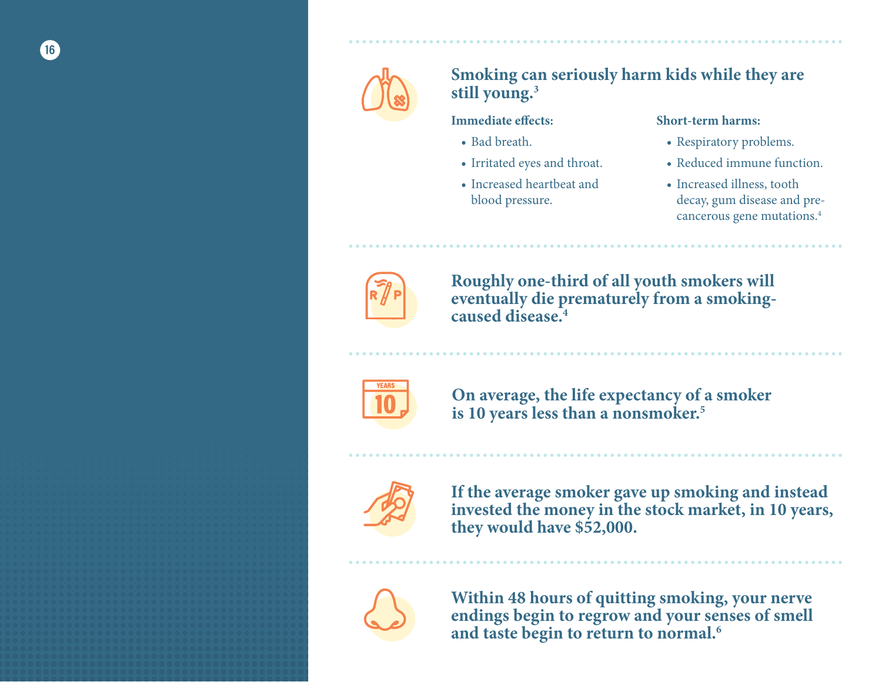**Smoking can seriously harm kids while they are still young.**[3]

**Immediate effects:**

- Bad breath.
- Irritated eyes and throat.
- Increased heartbeat and blood pressure.

**Short-term harms:**

- Respiratory problems.
- Reduced immune function.
- Increased illness, tooth decay, gum disease and pre-cancerous gene mutations.[4]

**Roughly one-third of all youth smokers will eventually die prematurely from a smoking-caused disease.**[4]

**On average, the life expectancy of a smoker is 10 years less than a nonsmoker.**[5]

**If the average smoker gave up smoking and instead invested the money in the stock market, in 10 years, they would have $52,000.**

**Within 48 hours of quitting smoking, your nerve endings begin to regrow and your senses of smell and taste begin to return to normal.**[6]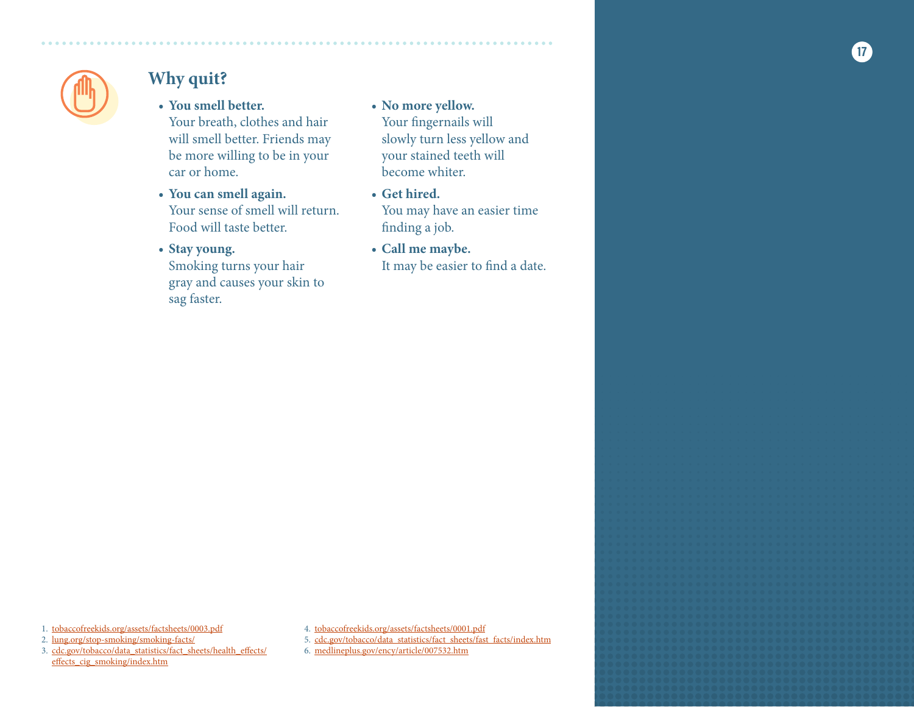## Why quit?

- **You smell better.**
  Your breath, clothes and hair will smell better. Friends may be more willing to be in your car or home.
- **You can smell again.**
  Your sense of smell will return. Food will taste better.
- **Stay young.**
  Smoking turns your hair gray and causes your skin to sag faster.
- **No more yellow.**
  Your fingernails will slowly turn less yellow and your stained teeth will become whiter.
- **Get hired.**
  You may have an easier time finding a job.
- **Call me maybe.**
  It may be easier to find a date.

1. tobaccofreekids.org/assets/factsheets/0003.pdf
2. lung.org/stop-smoking/smoking-facts/
3. cdc.gov/tobacco/data_statistics/fact_sheets/health_effects/effects_cig_smoking/index.htm
4. tobaccofreekids.org/assets/factsheets/0001.pdf
5. cdc.gov/tobacco/data_statistics/fact_sheets/fast_facts/index.htm
6. medlineplus.gov/ency/article/007532.htm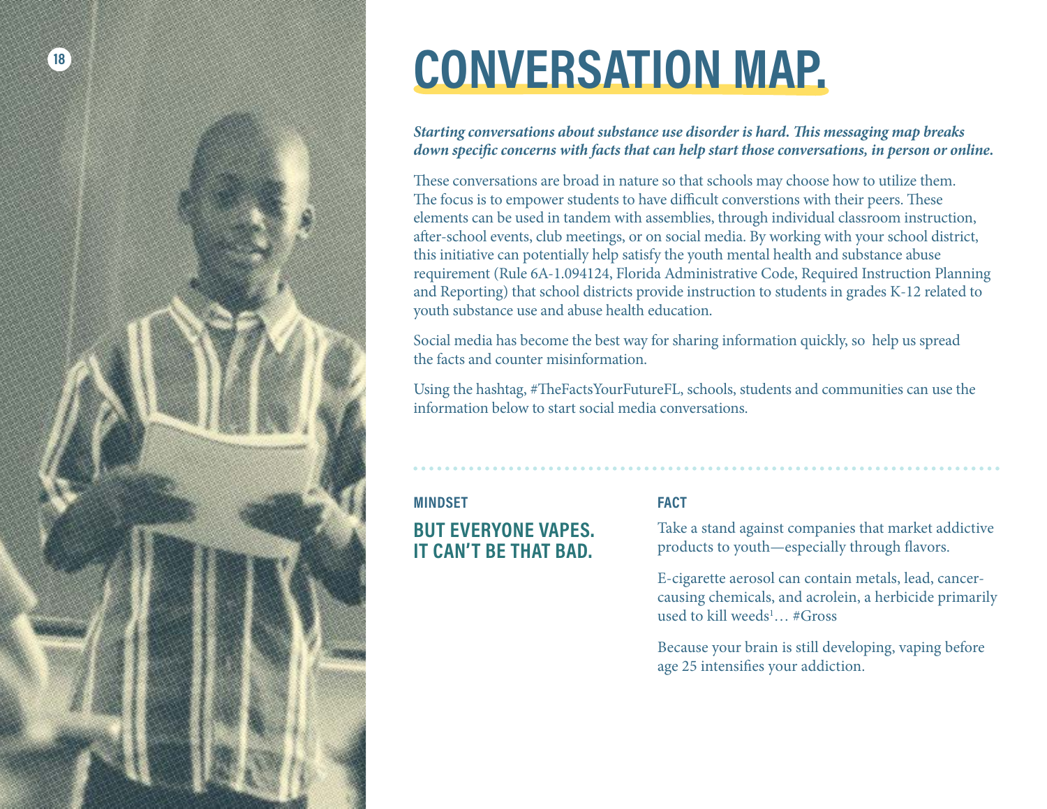# CONVERSATION MAP.

***Starting conversations about substance use disorder is hard. This messaging map breaks down specific concerns with facts that can help start those conversations, in person or online.***

These conversations are broad in nature so that schools may choose how to utilize them. The focus is to empower students to have difficult converstions with their peers. These elements can be used in tandem with assemblies, through individual classroom instruction, after-school events, club meetings, or on social media. By working with your school district, this initiative can potentially help satisfy the youth mental health and substance abuse requirement (Rule 6A-1.094124, Florida Administrative Code, Required Instruction Planning and Reporting) that school districts provide instruction to students in grades K-12 related to youth substance use and abuse health education.

Social media has become the best way for sharing information quickly, so help us spread the facts and counter misinformation.

Using the hashtag, #TheFactsYourFutureFL, schools, students and communities can use the information below to start social media conversations.

**MINDSET**

**BUT EVERYONE VAPES. IT CAN'T BE THAT BAD.**

**FACT**

Take a stand against companies that market addictive products to youth—especially through flavors.

E-cigarette aerosol can contain metals, lead, cancer-causing chemicals, and acrolein, a herbicide primarily used to kill weeds[1]… #Gross

Because your brain is still developing, vaping before age 25 intensifies your addiction.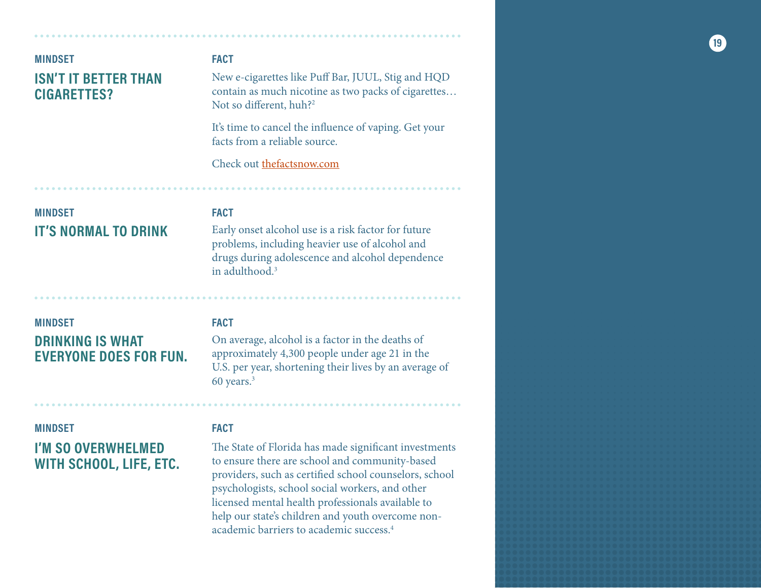**MINDSET**

### ISN'T IT BETTER THAN CIGARETTES?

**FACT**

New e-cigarettes like Puff Bar, JUUL, Stig and HQD contain as much nicotine as two packs of cigarettes… Not so different, huh?[2]

It's time to cancel the influence of vaping. Get your facts from a reliable source.

Check out thefactsnow.com

---

**MINDSET**

### IT'S NORMAL TO DRINK

**FACT**

Early onset alcohol use is a risk factor for future problems, including heavier use of alcohol and drugs during adolescence and alcohol dependence in adulthood.[3]

---

**MINDSET**

### DRINKING IS WHAT EVERYONE DOES FOR FUN.

**FACT**

On average, alcohol is a factor in the deaths of approximately 4,300 people under age 21 in the U.S. per year, shortening their lives by an average of 60 years.[3]

---

**MINDSET**

### I'M SO OVERWHELMED WITH SCHOOL, LIFE, ETC.

**FACT**

The State of Florida has made significant investments to ensure there are school and community-based providers, such as certified school counselors, school psychologists, school social workers, and other licensed mental health professionals available to help our state's children and youth overcome non-academic barriers to academic success.[4]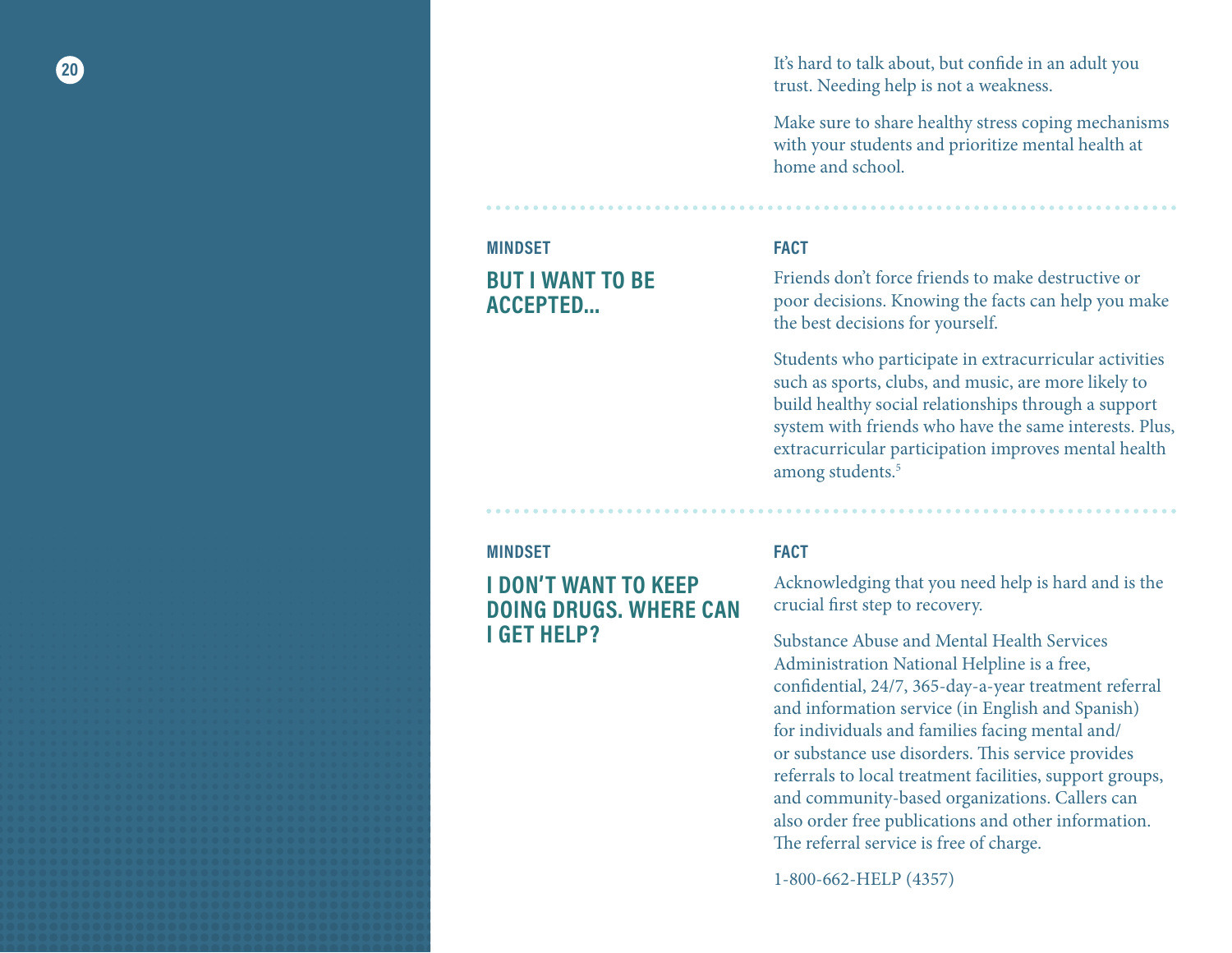It's hard to talk about, but confide in an adult you trust. Needing help is not a weakness.

Make sure to share healthy stress coping mechanisms with your students and prioritize mental health at home and school.

---

**MINDSET**

### BUT I WANT TO BE ACCEPTED...

**FACT**

Friends don't force friends to make destructive or poor decisions. Knowing the facts can help you make the best decisions for yourself.

Students who participate in extracurricular activities such as sports, clubs, and music, are more likely to build healthy social relationships through a support system with friends who have the same interests. Plus, extracurricular participation improves mental health among students.[5]

---

**MINDSET**

### I DON'T WANT TO KEEP DOING DRUGS. WHERE CAN I GET HELP?

**FACT**

Acknowledging that you need help is hard and is the crucial first step to recovery.

Substance Abuse and Mental Health Services Administration National Helpline is a free, confidential, 24/7, 365-day-a-year treatment referral and information service (in English and Spanish) for individuals and families facing mental and/or substance use disorders. This service provides referrals to local treatment facilities, support groups, and community-based organizations. Callers can also order free publications and other information. The referral service is free of charge.

1-800-662-HELP (4357)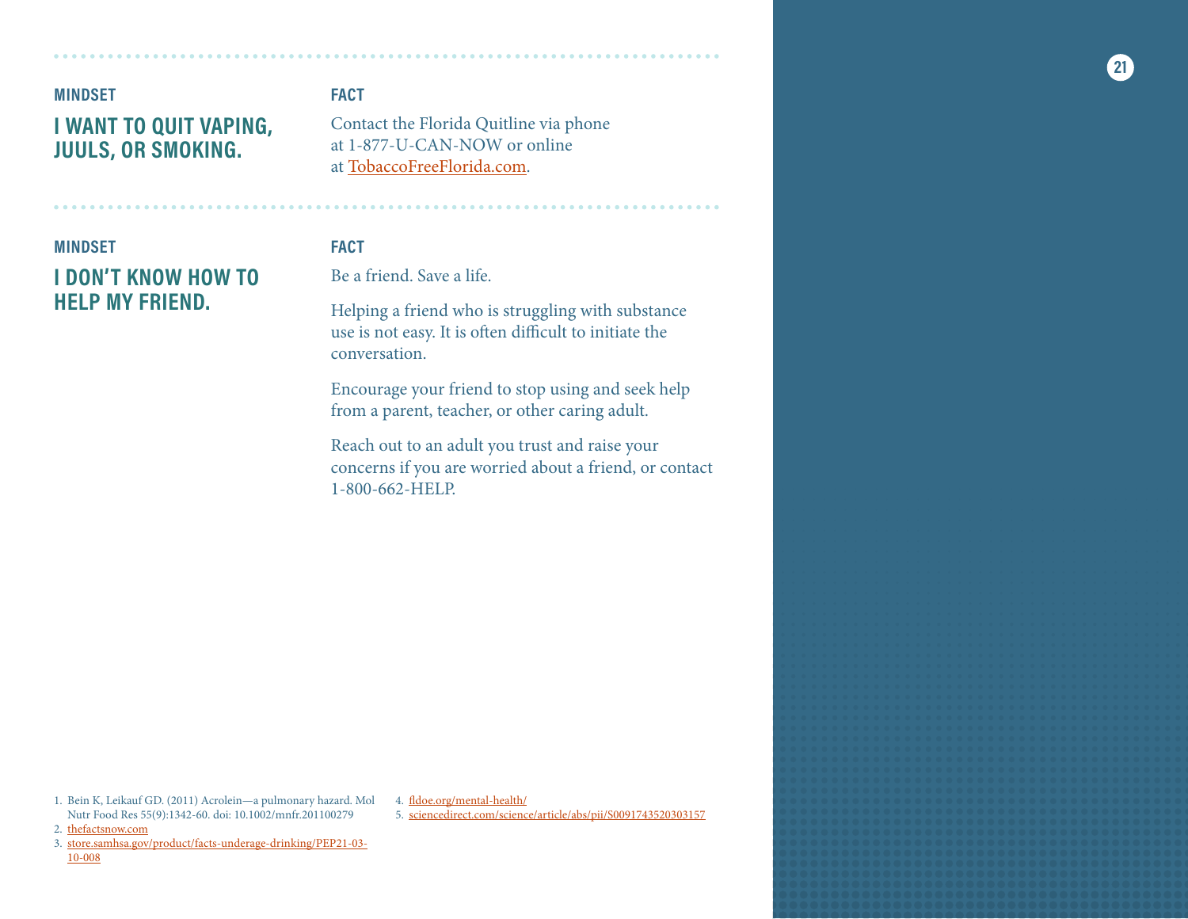**MINDSET**

## I WANT TO QUIT VAPING, JUULS, OR SMOKING.

**FACT**

Contact the Florida Quitline via phone at 1-877-U-CAN-NOW or online at TobaccoFreeFlorida.com.

**MINDSET**

## I DON'T KNOW HOW TO HELP MY FRIEND.

**FACT**

Be a friend. Save a life.

Helping a friend who is struggling with substance use is not easy. It is often difficult to initiate the conversation.

Encourage your friend to stop using and seek help from a parent, teacher, or other caring adult.

Reach out to an adult you trust and raise your concerns if you are worried about a friend, or contact 1-800-662-HELP.

1. Bein K, Leikauf GD. (2011) Acrolein—a pulmonary hazard. Mol Nutr Food Res 55(9):1342-60. doi: 10.1002/mnfr.201100279
2. thefactsnow.com
3. store.samhsa.gov/product/facts-underage-drinking/PEP21-03-10-008
4. fldoe.org/mental-health/
5. sciencedirect.com/science/article/abs/pii/S0091743520303157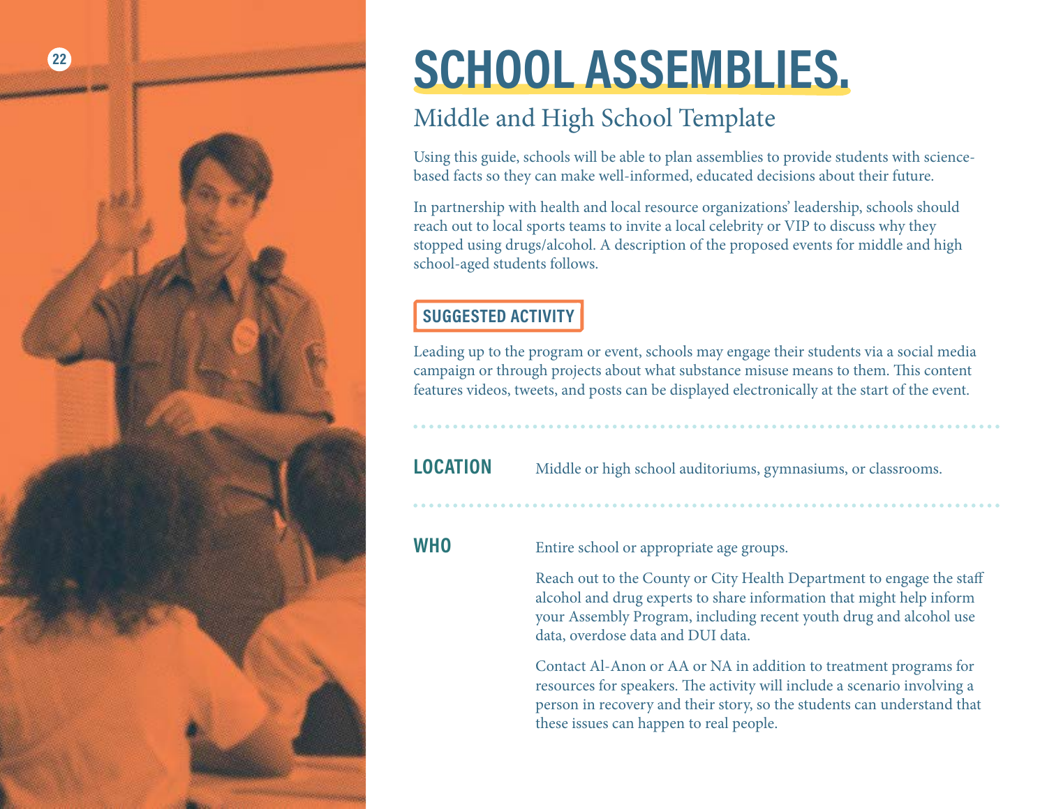# SCHOOL ASSEMBLIES.

## Middle and High School Template

Using this guide, schools will be able to plan assemblies to provide students with science-based facts so they can make well-informed, educated decisions about their future.

In partnership with health and local resource organizations' leadership, schools should reach out to local sports teams to invite a local celebrity or VIP to discuss why they stopped using drugs/alcohol. A description of the proposed events for middle and high school-aged students follows.

### SUGGESTED ACTIVITY

Leading up to the program or event, schools may engage their students via a social media campaign or through projects about what substance misuse means to them. This content features videos, tweets, and posts can be displayed electronically at the start of the event.

**LOCATION**

Middle or high school auditoriums, gymnasiums, or classrooms.

**WHO**

Entire school or appropriate age groups.

Reach out to the County or City Health Department to engage the staff alcohol and drug experts to share information that might help inform your Assembly Program, including recent youth drug and alcohol use data, overdose data and DUI data.

Contact Al-Anon or AA or NA in addition to treatment programs for resources for speakers. The activity will include a scenario involving a person in recovery and their story, so the students can understand that these issues can happen to real people.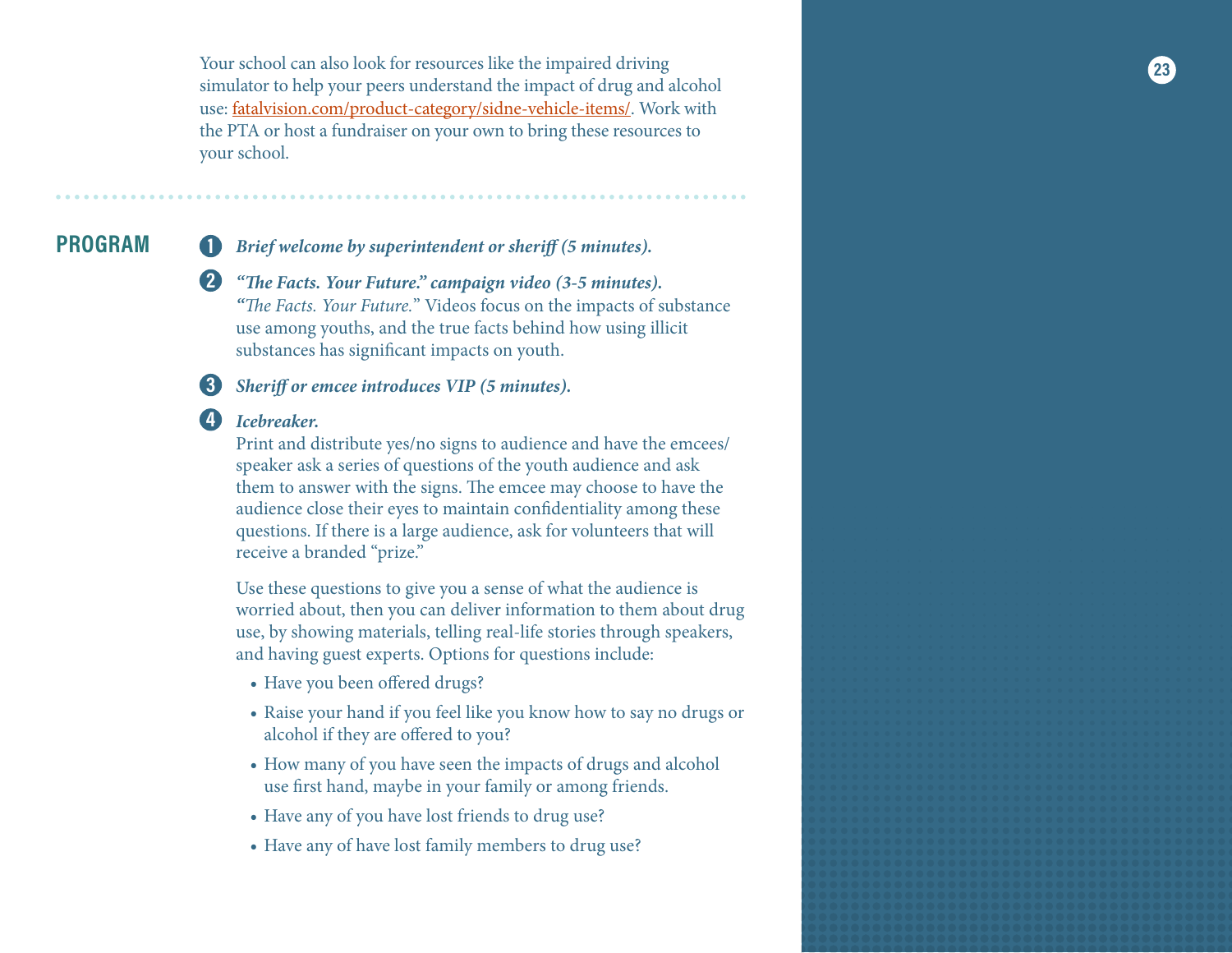Your school can also look for resources like the impaired driving simulator to help your peers understand the impact of drug and alcohol use: [fatalvision.com/product-category/sidne-vehicle-items/](fatalvision.com/product-category/sidne-vehicle-items/). Work with the PTA or host a fundraiser on your own to bring these resources to your school.

## PROGRAM

1. ***Brief welcome by superintendent or sheriff (5 minutes).***

2. ***"The Facts. Your Future." campaign video (3-5 minutes).***
   "*The Facts. Your Future.*" Videos focus on the impacts of substance use among youths, and the true facts behind how using illicit substances has significant impacts on youth.

3. ***Sheriff or emcee introduces VIP (5 minutes).***

4. ***Icebreaker.***
   Print and distribute yes/no signs to audience and have the emcees/speaker ask a series of questions of the youth audience and ask them to answer with the signs. The emcee may choose to have the audience close their eyes to maintain confidentiality among these questions. If there is a large audience, ask for volunteers that will receive a branded "prize."

   Use these questions to give you a sense of what the audience is worried about, then you can deliver information to them about drug use, by showing materials, telling real-life stories through speakers, and having guest experts. Options for questions include:

   - Have you been offered drugs?
   - Raise your hand if you feel like you know how to say no drugs or alcohol if they are offered to you?
   - How many of you have seen the impacts of drugs and alcohol use first hand, maybe in your family or among friends.
   - Have any of you have lost friends to drug use?
   - Have any of have lost family members to drug use?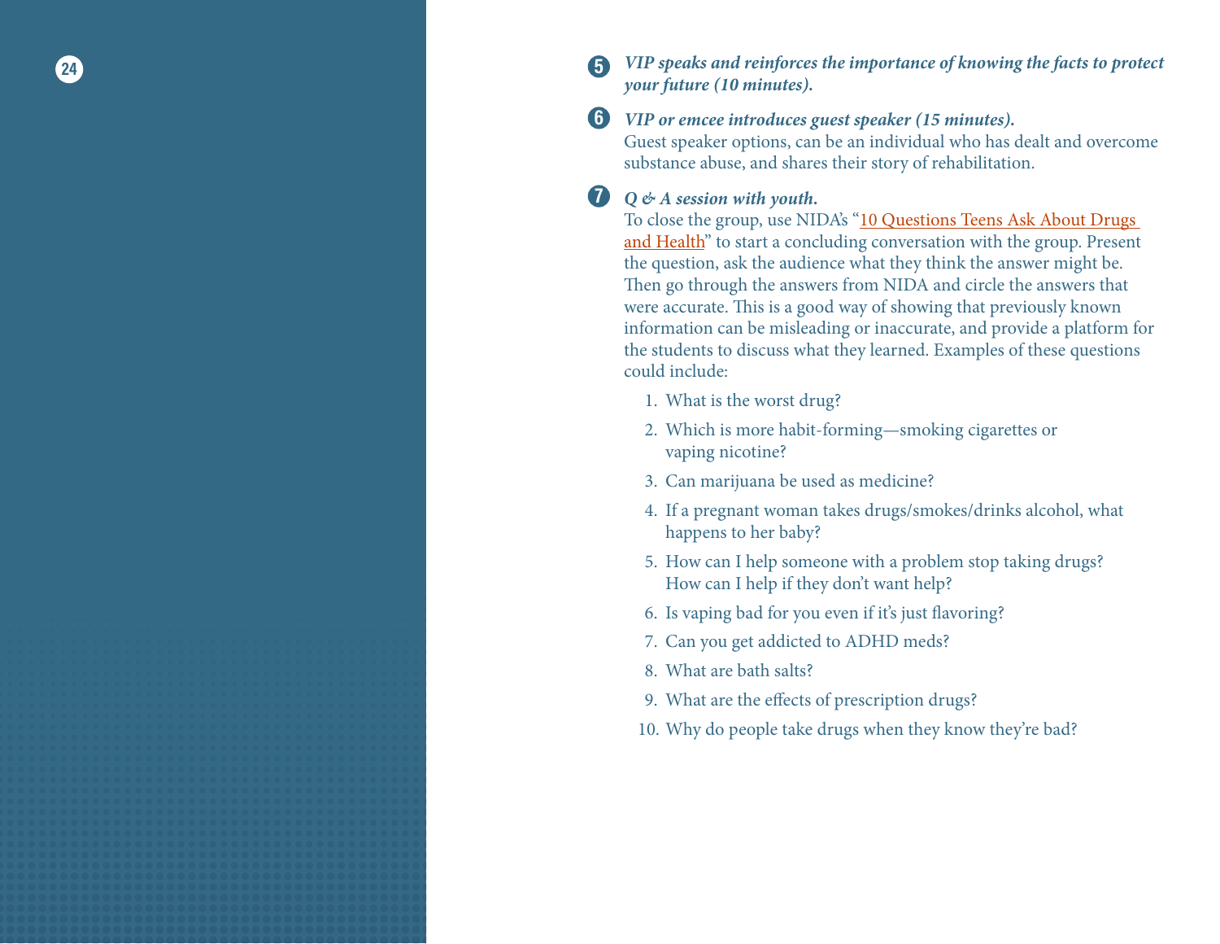5. ***VIP speaks and reinforces the importance of knowing the facts to protect your future (10 minutes).***

6. ***VIP or emcee introduces guest speaker (15 minutes).***
   Guest speaker options, can be an individual who has dealt and overcome substance abuse, and shares their story of rehabilitation.

7. ***Q & A session with youth.***
   To close the group, use NIDA's "10 Questions Teens Ask About Drugs and Health" to start a concluding conversation with the group. Present the question, ask the audience what they think the answer might be. Then go through the answers from NIDA and circle the answers that were accurate. This is a good way of showing that previously known information can be misleading or inaccurate, and provide a platform for the students to discuss what they learned. Examples of these questions could include:

   1. What is the worst drug?
   2. Which is more habit-forming—smoking cigarettes or vaping nicotine?
   3. Can marijuana be used as medicine?
   4. If a pregnant woman takes drugs/smokes/drinks alcohol, what happens to her baby?
   5. How can I help someone with a problem stop taking drugs? How can I help if they don't want help?
   6. Is vaping bad for you even if it's just flavoring?
   7. Can you get addicted to ADHD meds?
   8. What are bath salts?
   9. What are the effects of prescription drugs?
   10. Why do people take drugs when they know they're bad?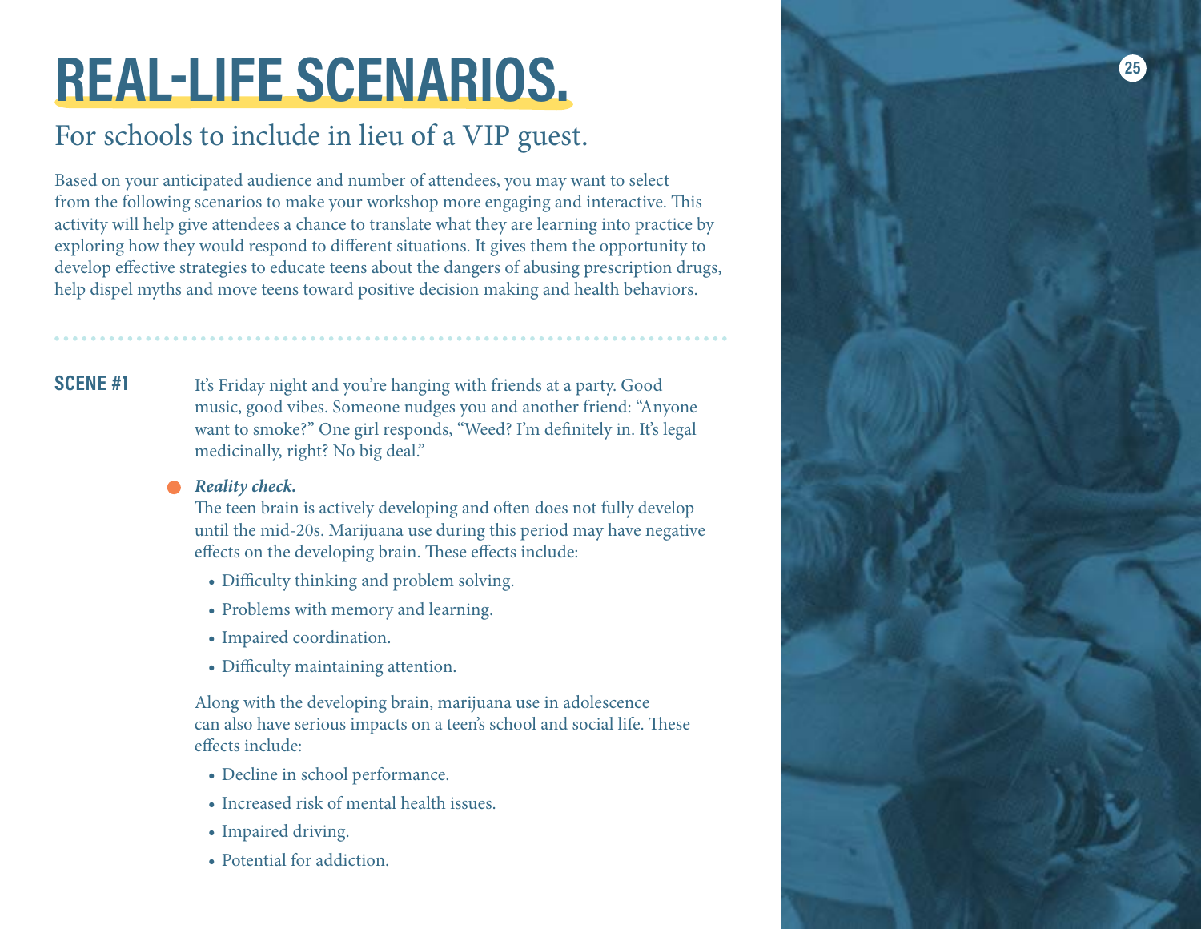# REAL-LIFE SCENARIOS.

## For schools to include in lieu of a VIP guest.

Based on your anticipated audience and number of attendees, you may want to select from the following scenarios to make your workshop more engaging and interactive. This activity will help give attendees a chance to translate what they are learning into practice by exploring how they would respond to different situations. It gives them the opportunity to develop effective strategies to educate teens about the dangers of abusing prescription drugs, help dispel myths and move teens toward positive decision making and health behaviors.

### SCENE #1

It's Friday night and you're hanging with friends at a party. Good music, good vibes. Someone nudges you and another friend: "Anyone want to smoke?" One girl responds, "Weed? I'm definitely in. It's legal medicinally, right? No big deal."

***Reality check.***

The teen brain is actively developing and often does not fully develop until the mid-20s. Marijuana use during this period may have negative effects on the developing brain. These effects include:

- Difficulty thinking and problem solving.
- Problems with memory and learning.
- Impaired coordination.
- Difficulty maintaining attention.

Along with the developing brain, marijuana use in adolescence can also have serious impacts on a teen's school and social life. These effects include:

- Decline in school performance.
- Increased risk of mental health issues.
- Impaired driving.
- Potential for addiction.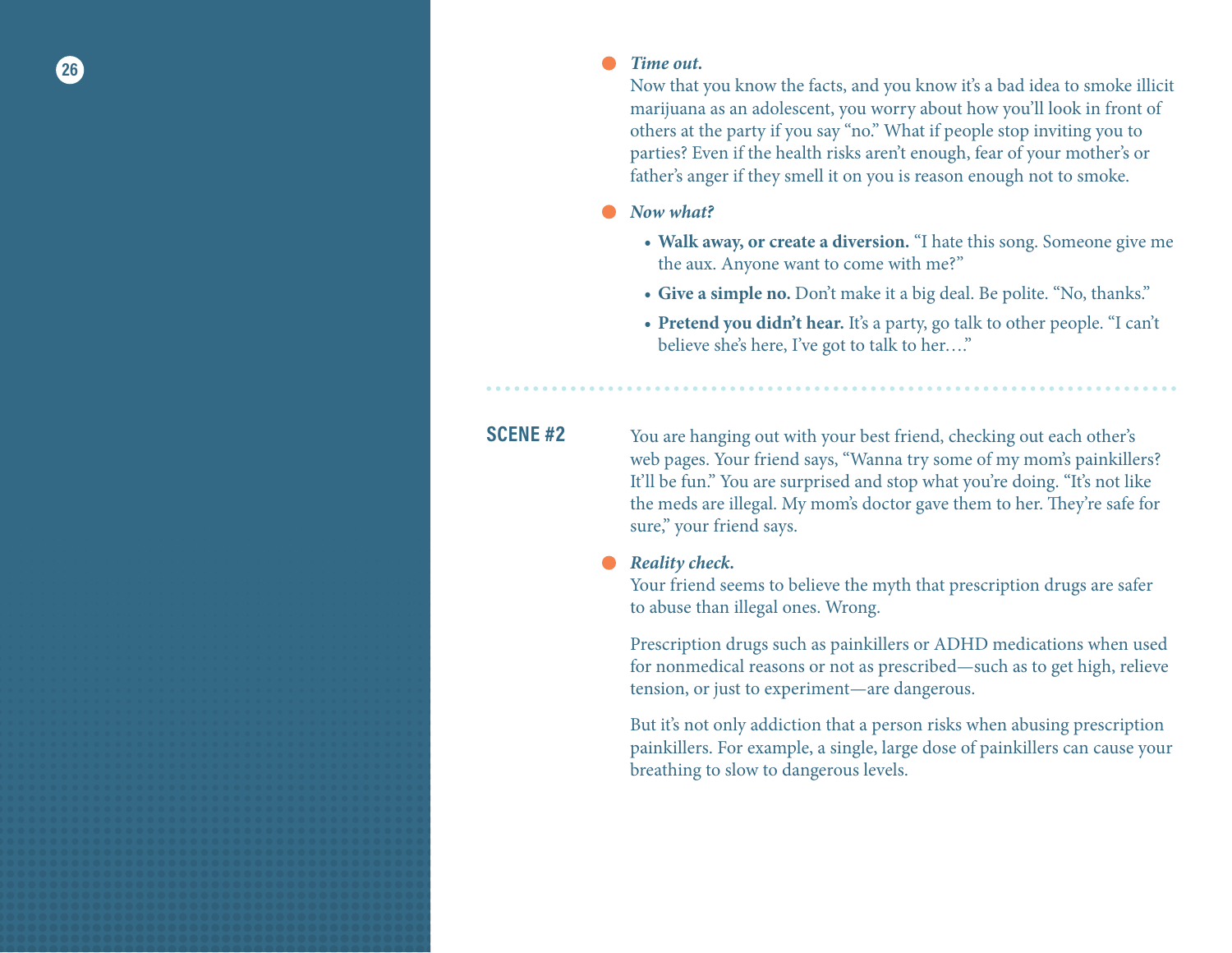- ***Time out.***
  Now that you know the facts, and you know it's a bad idea to smoke illicit marijuana as an adolescent, you worry about how you'll look in front of others at the party if you say "no." What if people stop inviting you to parties? Even if the health risks aren't enough, fear of your mother's or father's anger if they smell it on you is reason enough not to smoke.

- ***Now what?***
  - **Walk away, or create a diversion.** "I hate this song. Someone give me the aux. Anyone want to come with me?"
  - **Give a simple no.** Don't make it a big deal. Be polite. "No, thanks."
  - **Pretend you didn't hear.** It's a party, go talk to other people. "I can't believe she's here, I've got to talk to her…."

---

## SCENE #2

You are hanging out with your best friend, checking out each other's web pages. Your friend says, "Wanna try some of my mom's painkillers? It'll be fun." You are surprised and stop what you're doing. "It's not like the meds are illegal. My mom's doctor gave them to her. They're safe for sure," your friend says.

- ***Reality check.***
  Your friend seems to believe the myth that prescription drugs are safer to abuse than illegal ones. Wrong.

  Prescription drugs such as painkillers or ADHD medications when used for nonmedical reasons or not as prescribed—such as to get high, relieve tension, or just to experiment—are dangerous.

  But it's not only addiction that a person risks when abusing prescription painkillers. For example, a single, large dose of painkillers can cause your breathing to slow to dangerous levels.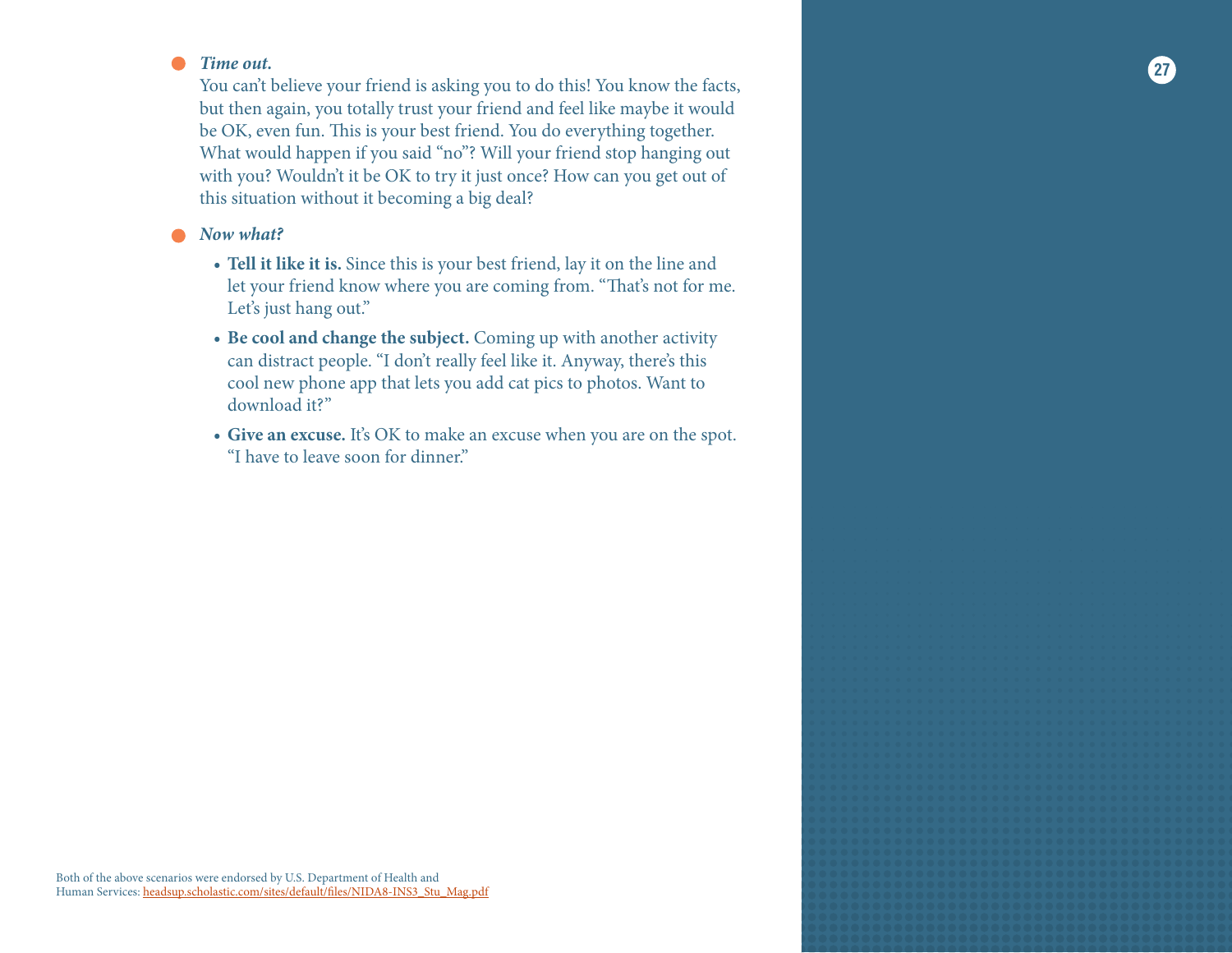- ***Time out.***
  You can't believe your friend is asking you to do this! You know the facts, but then again, you totally trust your friend and feel like maybe it would be OK, even fun. This is your best friend. You do everything together. What would happen if you said "no"? Will your friend stop hanging out with you? Wouldn't it be OK to try it just once? How can you get out of this situation without it becoming a big deal?

- ***Now what?***
  - **Tell it like it is.** Since this is your best friend, lay it on the line and let your friend know where you are coming from. "That's not for me. Let's just hang out."
  - **Be cool and change the subject.** Coming up with another activity can distract people. "I don't really feel like it. Anyway, there's this cool new phone app that lets you add cat pics to photos. Want to download it?"
  - **Give an excuse.** It's OK to make an excuse when you are on the spot. "I have to leave soon for dinner."

Both of the above scenarios were endorsed by U.S. Department of Health and Human Services: headsup.scholastic.com/sites/default/files/NIDA8-INS3_Stu_Mag.pdf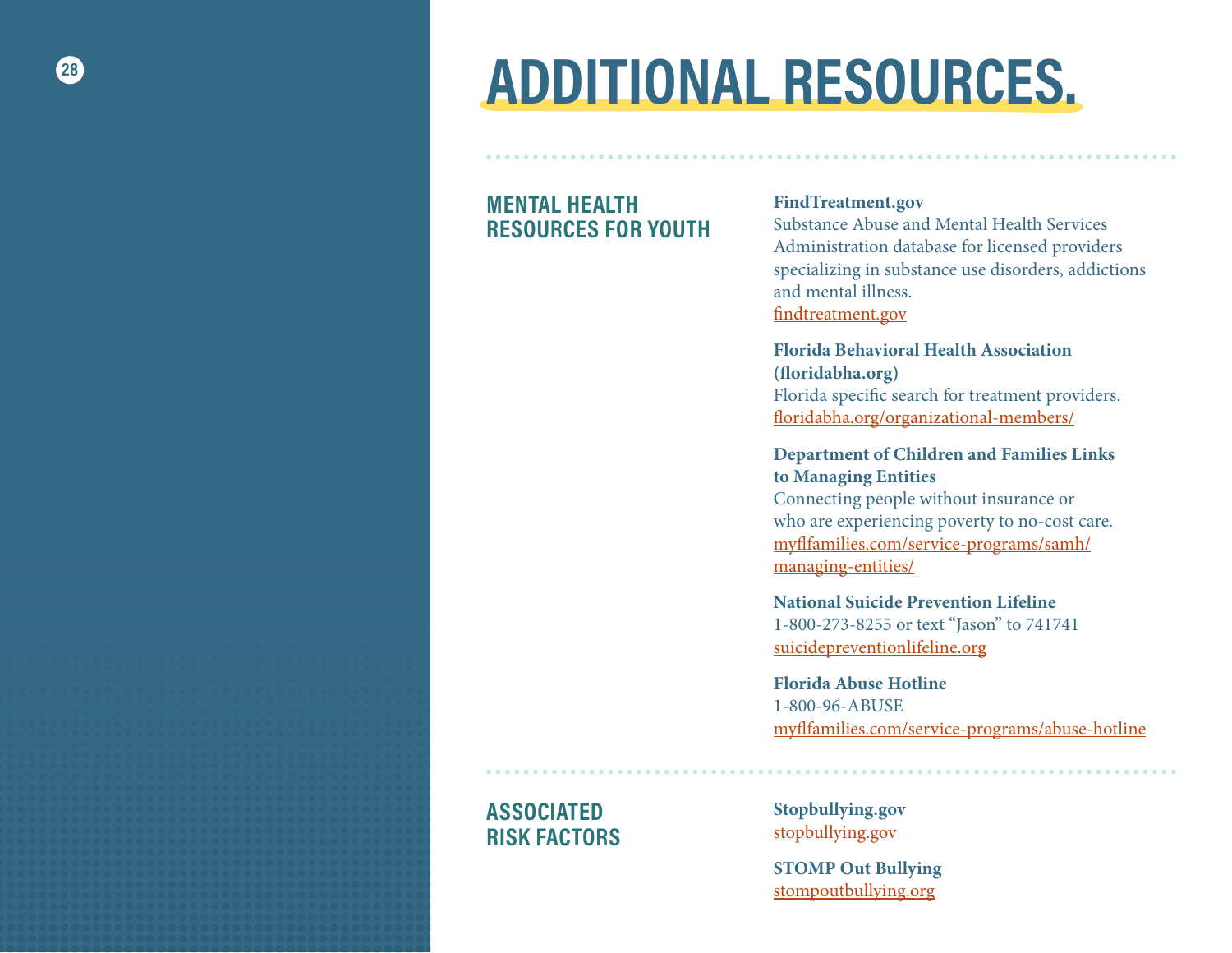# ADDITIONAL RESOURCES.

## MENTAL HEALTH RESOURCES FOR YOUTH

**FindTreatment.gov**
Substance Abuse and Mental Health Services Administration database for licensed providers specializing in substance use disorders, addictions and mental illness.
findtreatment.gov

**Florida Behavioral Health Association (floridabha.org)**
Florida specific search for treatment providers.
floridabha.org/organizational-members/

**Department of Children and Families Links to Managing Entities**
Connecting people without insurance or who are experiencing poverty to no-cost care.
myflfamilies.com/service-programs/samh/managing-entities/

**National Suicide Prevention Lifeline**
1-800-273-8255 or text "Jason" to 741741
suicidepreventionlifeline.org

**Florida Abuse Hotline**
1-800-96-ABUSE
myflfamilies.com/service-programs/abuse-hotline

## ASSOCIATED RISK FACTORS

**Stopbullying.gov**
stopbullying.gov

**STOMP Out Bullying**
stompoutbullying.org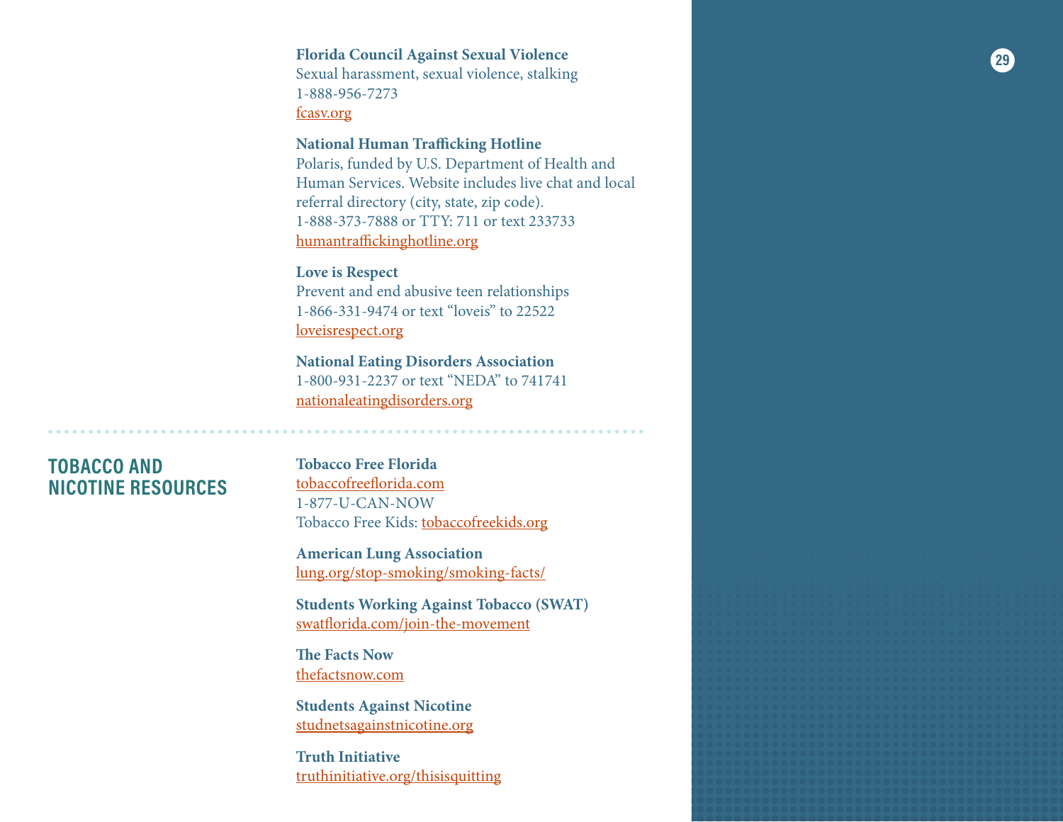**Florida Council Against Sexual Violence**
Sexual harassment, sexual violence, stalking
1-888-956-7273
fcasv.org

**National Human Trafficking Hotline**
Polaris, funded by U.S. Department of Health and Human Services. Website includes live chat and local referral directory (city, state, zip code).
1-888-373-7888 or TTY: 711 or text 233733
humantraffickinghotline.org

**Love is Respect**
Prevent and end abusive teen relationships
1-866-331-9474 or text "loveis" to 22522
loveisrespect.org

**National Eating Disorders Association**
1-800-931-2237 or text "NEDA" to 741741
nationaleatingdisorders.org

## TOBACCO AND NICOTINE RESOURCES

**Tobacco Free Florida**
tobaccofreeflorida.com
1-877-U-CAN-NOW
Tobacco Free Kids: tobaccofreekids.org

**American Lung Association**
lung.org/stop-smoking/smoking-facts/

**Students Working Against Tobacco (SWAT)**
swatflorida.com/join-the-movement

**The Facts Now**
thefactsnow.com

**Students Against Nicotine**
studnetsagainstnicotine.org

**Truth Initiative**
truthinitiative.org/thisisquitting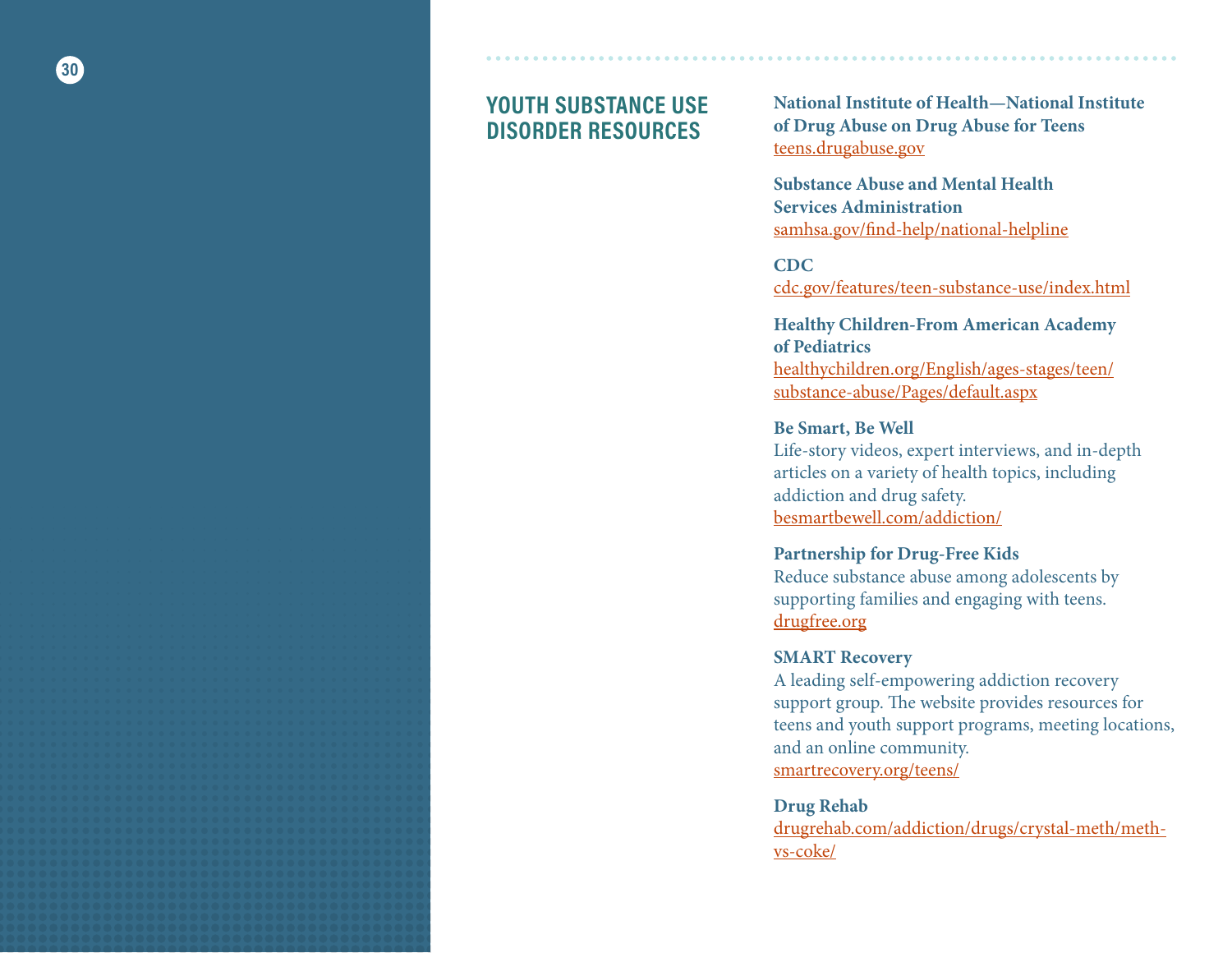## YOUTH SUBSTANCE USE DISORDER RESOURCES

**National Institute of Health—National Institute of Drug Abuse on Drug Abuse for Teens**
teens.drugabuse.gov

**Substance Abuse and Mental Health Services Administration**
samhsa.gov/find-help/national-helpline

**CDC**
cdc.gov/features/teen-substance-use/index.html

**Healthy Children-From American Academy of Pediatrics**
healthychildren.org/English/ages-stages/teen/substance-abuse/Pages/default.aspx

**Be Smart, Be Well**
Life-story videos, expert interviews, and in-depth articles on a variety of health topics, including addiction and drug safety.
besmartbewell.com/addiction/

**Partnership for Drug-Free Kids**
Reduce substance abuse among adolescents by supporting families and engaging with teens.
drugfree.org

**SMART Recovery**
A leading self-empowering addiction recovery support group. The website provides resources for teens and youth support programs, meeting locations, and an online community.
smartrecovery.org/teens/

**Drug Rehab**
drugrehab.com/addiction/drugs/crystal-meth/meth-vs-coke/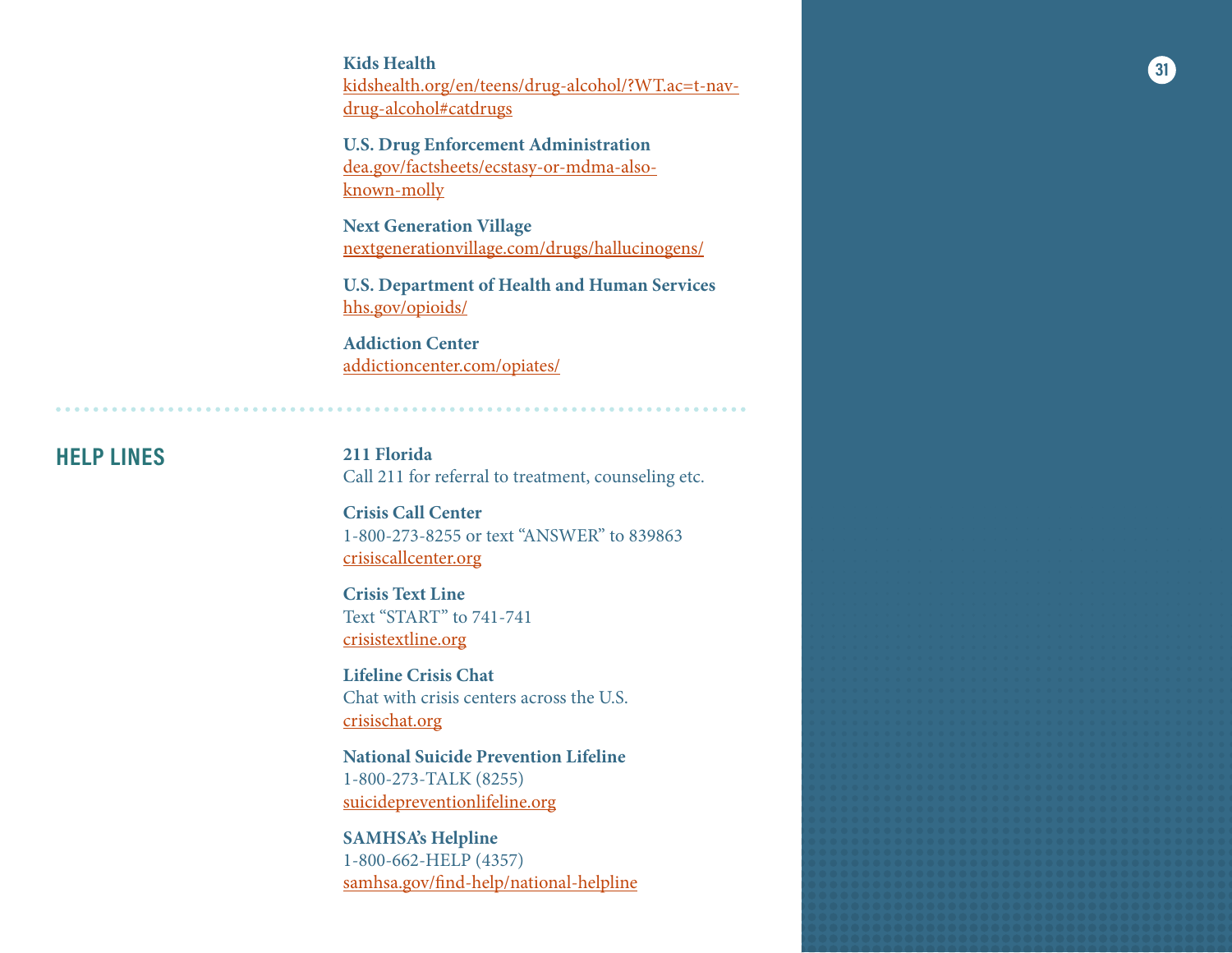**Kids Health**
kidshealth.org/en/teens/drug-alcohol/?WT.ac=t-nav-drug-alcohol#catdrugs

**U.S. Drug Enforcement Administration**
dea.gov/factsheets/ecstasy-or-mdma-also-known-molly

**Next Generation Village**
nextgenerationvillage.com/drugs/hallucinogens/

**U.S. Department of Health and Human Services**
hhs.gov/opioids/

**Addiction Center**
addictioncenter.com/opiates/

---

## HELP LINES

**211 Florida**
Call 211 for referral to treatment, counseling etc.

**Crisis Call Center**
1-800-273-8255 or text "ANSWER" to 839863
crisiscallcenter.org

**Crisis Text Line**
Text "START" to 741-741
crisistextline.org

**Lifeline Crisis Chat**
Chat with crisis centers across the U.S.
crisischat.org

**National Suicide Prevention Lifeline**
1-800-273-TALK (8255)
suicidepreventionlifeline.org

**SAMHSA's Helpline**
1-800-662-HELP (4357)
samhsa.gov/find-help/national-helpline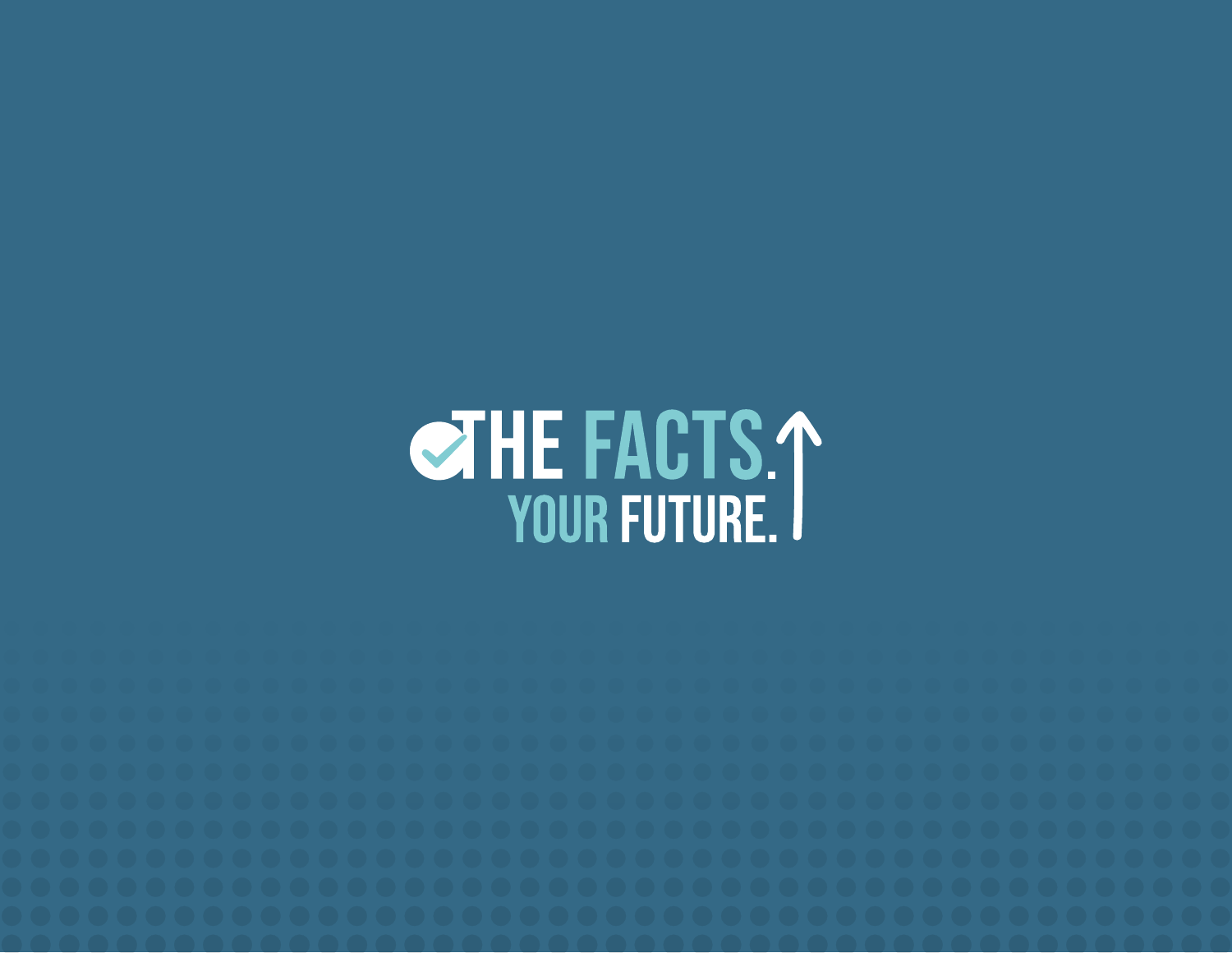THE FACTS.
YOUR FUTURE.